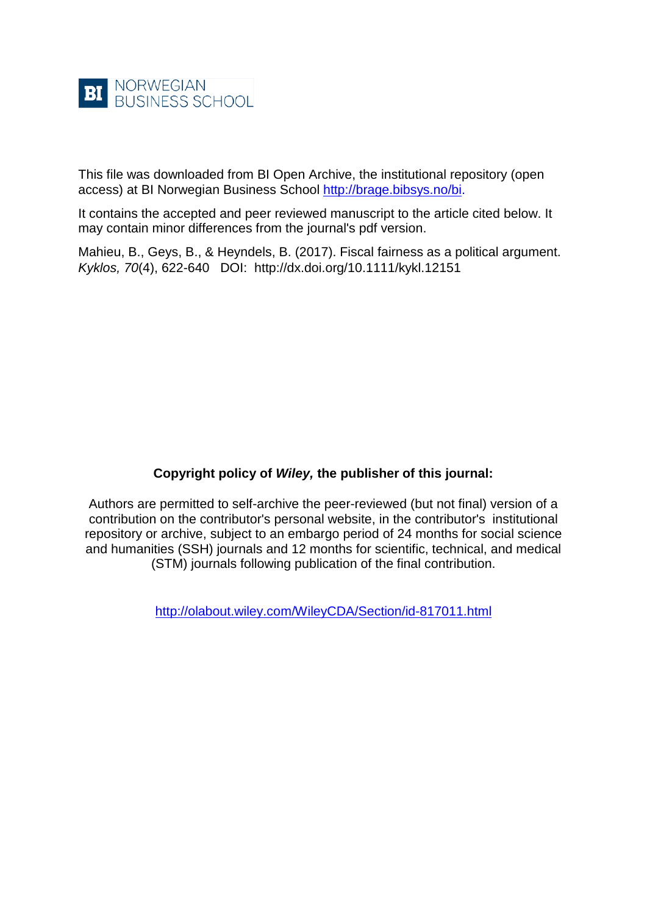NORWEGIAN BUSINESS SCHOOL

This file was downloaded from BI Open Archive, the institutional repository (open access) at BI Norwegian Business School http://brage.bibsys.no/bi.

It contains the accepted and peer reviewed manuscript to the article cited below. It may contain minor differences from the journal's pdf version.

Mahieu, B., Geys, B., & Heyndels, B. (2017). Fiscal fairness as a political argument. *Kyklos, 70*(4), 622-640 DOI: http://dx.doi.org/10.1111/kykl.12151

**Copyright policy of *Wiley,* the publisher of this journal:**

Authors are permitted to self-archive the peer-reviewed (but not final) version of a contribution on the contributor's personal website, in the contributor's institutional repository or archive, subject to an embargo period of 24 months for social science and humanities (SSH) journals and 12 months for scientific, technical, and medical (STM) journals following publication of the final contribution.

http://olabout.wiley.com/WileyCDA/Section/id-817011.html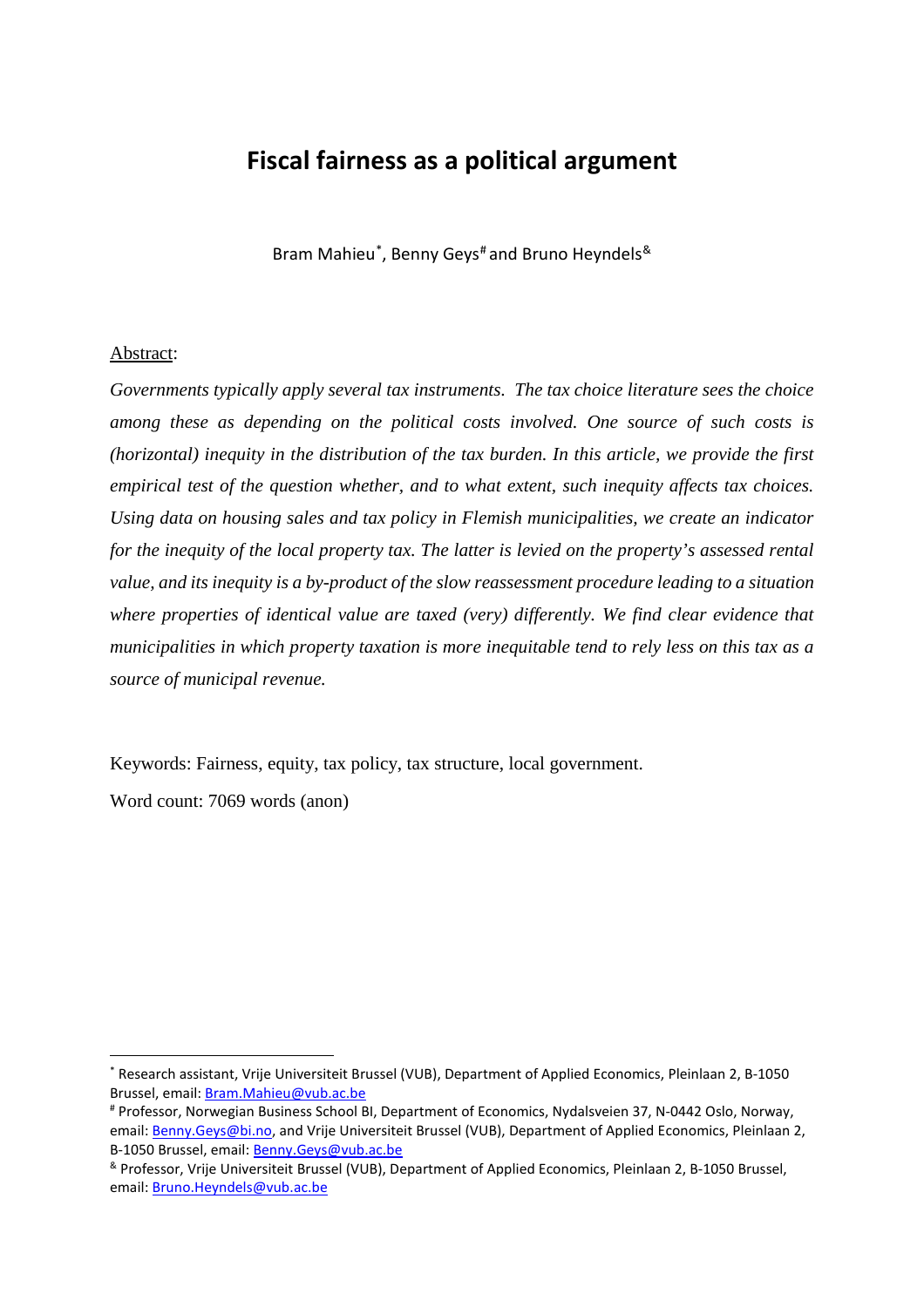# Fiscal fairness as a political argument

Bram Mahieu[*], Benny Geys[#] and Bruno Heyndels[&]

Abstract:

*Governments typically apply several tax instruments. The tax choice literature sees the choice among these as depending on the political costs involved. One source of such costs is (horizontal) inequity in the distribution of the tax burden. In this article, we provide the first empirical test of the question whether, and to what extent, such inequity affects tax choices. Using data on housing sales and tax policy in Flemish municipalities, we create an indicator for the inequity of the local property tax. The latter is levied on the property's assessed rental value, and its inequity is a by-product of the slow reassessment procedure leading to a situation where properties of identical value are taxed (very) differently. We find clear evidence that municipalities in which property taxation is more inequitable tend to rely less on this tax as a source of municipal revenue.*

Keywords: Fairness, equity, tax policy, tax structure, local government.

Word count: 7069 words (anon)

---

[*] Research assistant, Vrije Universiteit Brussel (VUB), Department of Applied Economics, Pleinlaan 2, B-1050 Brussel, email: Bram.Mahieu@vub.ac.be

[#] Professor, Norwegian Business School BI, Department of Economics, Nydalsveien 37, N-0442 Oslo, Norway, email: Benny.Geys@bi.no, and Vrije Universiteit Brussel (VUB), Department of Applied Economics, Pleinlaan 2, B-1050 Brussel, email: Benny.Geys@vub.ac.be

[&] Professor, Vrije Universiteit Brussel (VUB), Department of Applied Economics, Pleinlaan 2, B-1050 Brussel, email: Bruno.Heyndels@vub.ac.be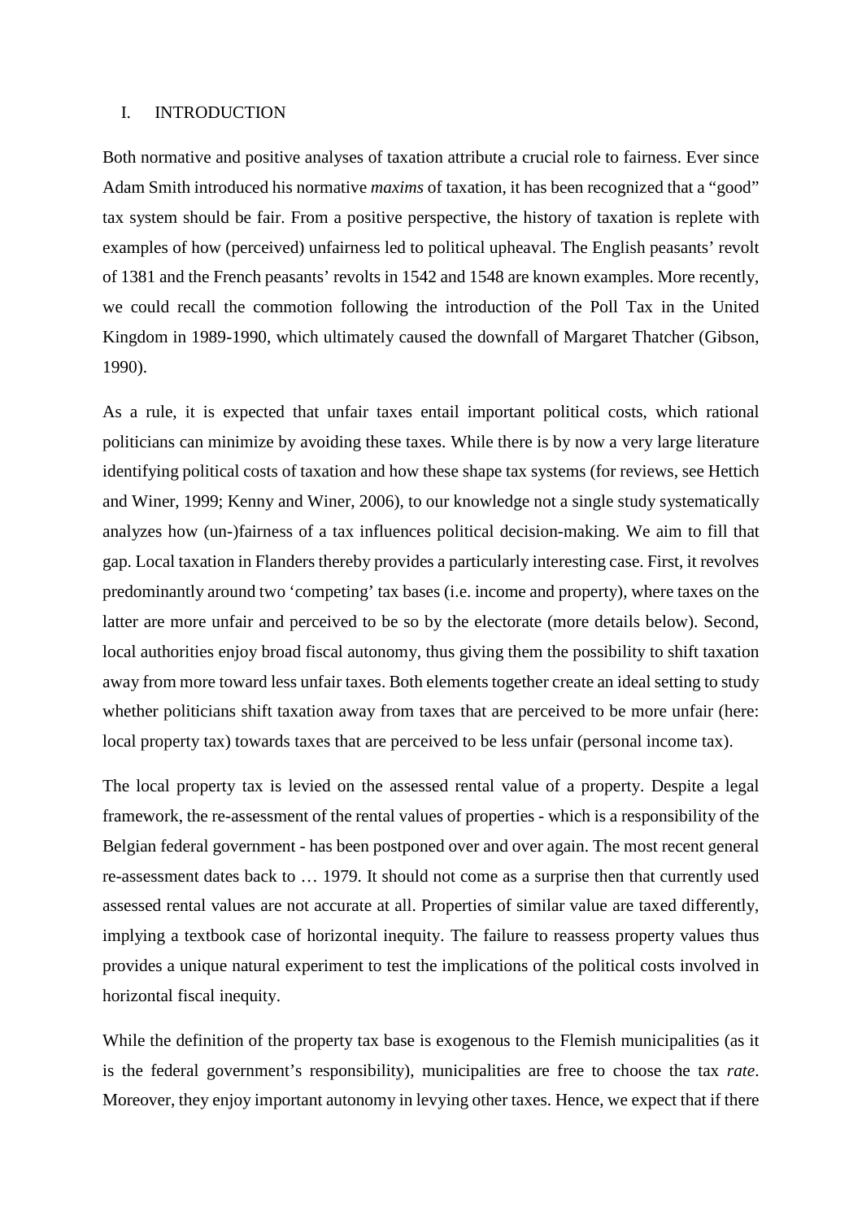## I. INTRODUCTION

Both normative and positive analyses of taxation attribute a crucial role to fairness. Ever since Adam Smith introduced his normative *maxims* of taxation, it has been recognized that a "good" tax system should be fair. From a positive perspective, the history of taxation is replete with examples of how (perceived) unfairness led to political upheaval. The English peasants' revolt of 1381 and the French peasants' revolts in 1542 and 1548 are known examples. More recently, we could recall the commotion following the introduction of the Poll Tax in the United Kingdom in 1989-1990, which ultimately caused the downfall of Margaret Thatcher (Gibson, 1990).

As a rule, it is expected that unfair taxes entail important political costs, which rational politicians can minimize by avoiding these taxes. While there is by now a very large literature identifying political costs of taxation and how these shape tax systems (for reviews, see Hettich and Winer, 1999; Kenny and Winer, 2006), to our knowledge not a single study systematically analyzes how (un-)fairness of a tax influences political decision-making. We aim to fill that gap. Local taxation in Flanders thereby provides a particularly interesting case. First, it revolves predominantly around two 'competing' tax bases (i.e. income and property), where taxes on the latter are more unfair and perceived to be so by the electorate (more details below). Second, local authorities enjoy broad fiscal autonomy, thus giving them the possibility to shift taxation away from more toward less unfair taxes. Both elements together create an ideal setting to study whether politicians shift taxation away from taxes that are perceived to be more unfair (here: local property tax) towards taxes that are perceived to be less unfair (personal income tax).

The local property tax is levied on the assessed rental value of a property. Despite a legal framework, the re-assessment of the rental values of properties - which is a responsibility of the Belgian federal government - has been postponed over and over again. The most recent general re-assessment dates back to … 1979. It should not come as a surprise then that currently used assessed rental values are not accurate at all. Properties of similar value are taxed differently, implying a textbook case of horizontal inequity. The failure to reassess property values thus provides a unique natural experiment to test the implications of the political costs involved in horizontal fiscal inequity.

While the definition of the property tax base is exogenous to the Flemish municipalities (as it is the federal government's responsibility), municipalities are free to choose the tax *rate*. Moreover, they enjoy important autonomy in levying other taxes. Hence, we expect that if there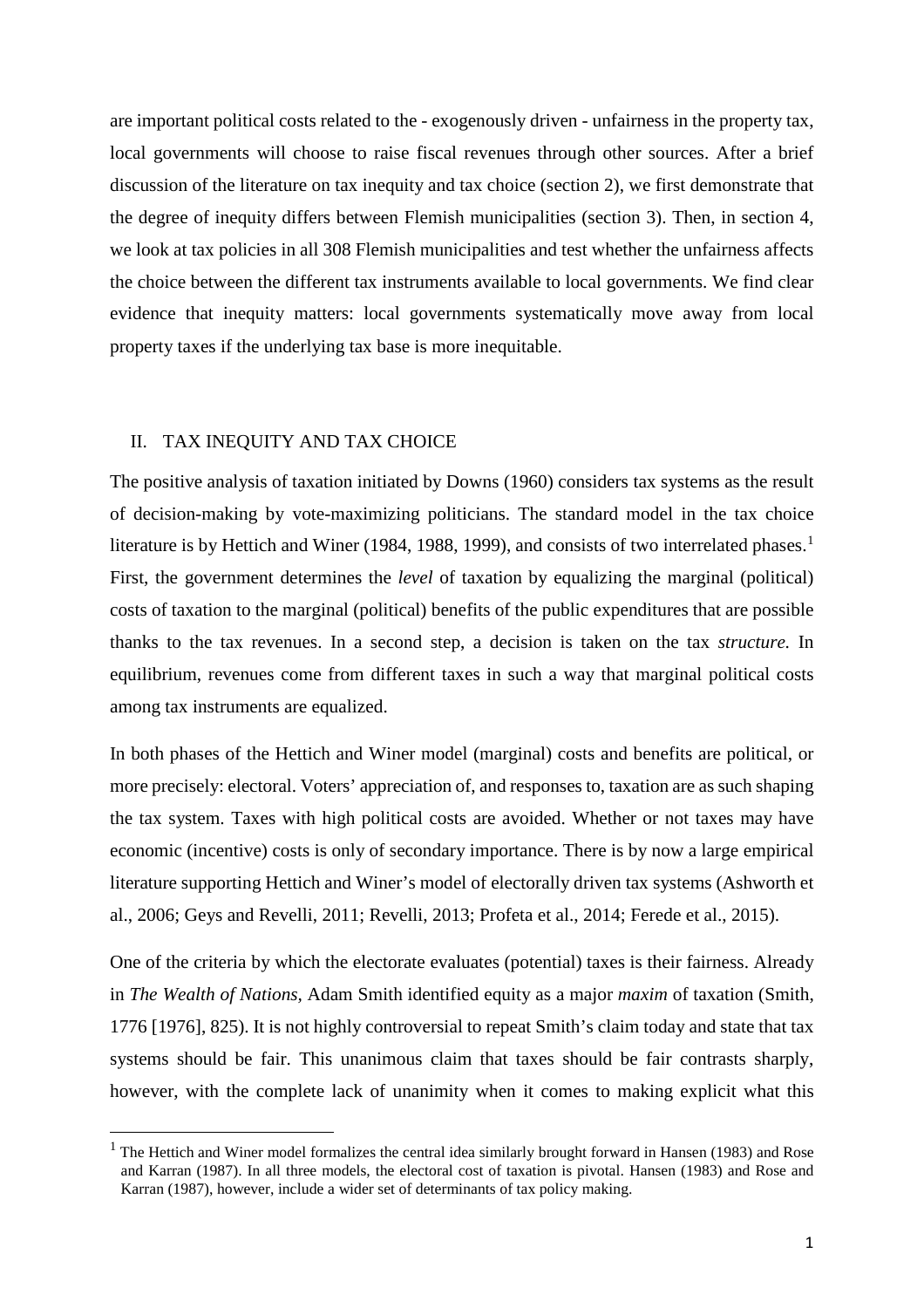are important political costs related to the - exogenously driven - unfairness in the property tax, local governments will choose to raise fiscal revenues through other sources. After a brief discussion of the literature on tax inequity and tax choice (section 2), we first demonstrate that the degree of inequity differs between Flemish municipalities (section 3). Then, in section 4, we look at tax policies in all 308 Flemish municipalities and test whether the unfairness affects the choice between the different tax instruments available to local governments. We find clear evidence that inequity matters: local governments systematically move away from local property taxes if the underlying tax base is more inequitable.

## II. TAX INEQUITY AND TAX CHOICE

The positive analysis of taxation initiated by Downs (1960) considers tax systems as the result of decision-making by vote-maximizing politicians. The standard model in the tax choice literature is by Hettich and Winer (1984, 1988, 1999), and consists of two interrelated phases.[1] First, the government determines the *level* of taxation by equalizing the marginal (political) costs of taxation to the marginal (political) benefits of the public expenditures that are possible thanks to the tax revenues. In a second step, a decision is taken on the tax *structure.* In equilibrium, revenues come from different taxes in such a way that marginal political costs among tax instruments are equalized.

In both phases of the Hettich and Winer model (marginal) costs and benefits are political, or more precisely: electoral. Voters' appreciation of, and responses to, taxation are as such shaping the tax system. Taxes with high political costs are avoided. Whether or not taxes may have economic (incentive) costs is only of secondary importance. There is by now a large empirical literature supporting Hettich and Winer's model of electorally driven tax systems (Ashworth et al., 2006; Geys and Revelli, 2011; Revelli, 2013; Profeta et al., 2014; Ferede et al., 2015).

One of the criteria by which the electorate evaluates (potential) taxes is their fairness. Already in *The Wealth of Nations,* Adam Smith identified equity as a major *maxim* of taxation (Smith, 1776 [1976], 825). It is not highly controversial to repeat Smith's claim today and state that tax systems should be fair. This unanimous claim that taxes should be fair contrasts sharply, however, with the complete lack of unanimity when it comes to making explicit what this

[1] The Hettich and Winer model formalizes the central idea similarly brought forward in Hansen (1983) and Rose and Karran (1987). In all three models, the electoral cost of taxation is pivotal. Hansen (1983) and Rose and Karran (1987), however, include a wider set of determinants of tax policy making.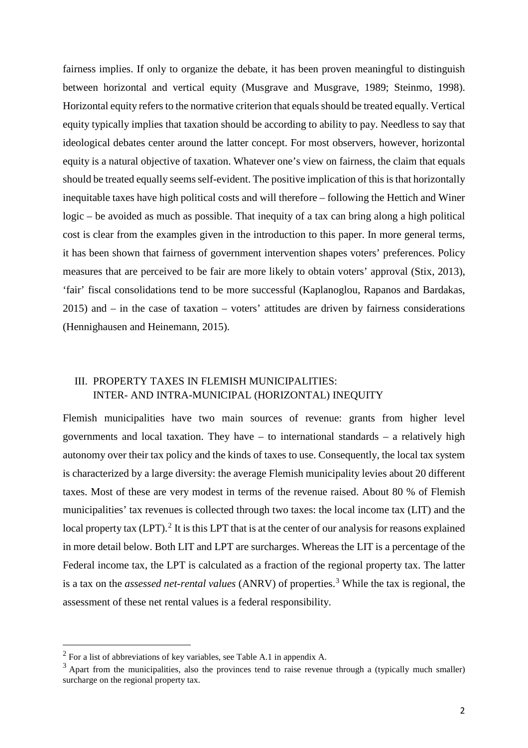fairness implies. If only to organize the debate, it has been proven meaningful to distinguish between horizontal and vertical equity (Musgrave and Musgrave, 1989; Steinmo, 1998). Horizontal equity refers to the normative criterion that equals should be treated equally. Vertical equity typically implies that taxation should be according to ability to pay. Needless to say that ideological debates center around the latter concept. For most observers, however, horizontal equity is a natural objective of taxation. Whatever one's view on fairness, the claim that equals should be treated equally seems self-evident. The positive implication of this is that horizontally inequitable taxes have high political costs and will therefore – following the Hettich and Winer logic – be avoided as much as possible. That inequity of a tax can bring along a high political cost is clear from the examples given in the introduction to this paper. In more general terms, it has been shown that fairness of government intervention shapes voters' preferences. Policy measures that are perceived to be fair are more likely to obtain voters' approval (Stix, 2013), 'fair' fiscal consolidations tend to be more successful (Kaplanoglou, Rapanos and Bardakas, 2015) and – in the case of taxation – voters' attitudes are driven by fairness considerations (Hennighausen and Heinemann, 2015).

## III. PROPERTY TAXES IN FLEMISH MUNICIPALITIES: INTER- AND INTRA-MUNICIPAL (HORIZONTAL) INEQUITY

Flemish municipalities have two main sources of revenue: grants from higher level governments and local taxation. They have – to international standards – a relatively high autonomy over their tax policy and the kinds of taxes to use. Consequently, the local tax system is characterized by a large diversity: the average Flemish municipality levies about 20 different taxes. Most of these are very modest in terms of the revenue raised. About 80 % of Flemish municipalities' tax revenues is collected through two taxes: the local income tax (LIT) and the local property tax (LPT).[2] It is this LPT that is at the center of our analysis for reasons explained in more detail below. Both LIT and LPT are surcharges. Whereas the LIT is a percentage of the Federal income tax, the LPT is calculated as a fraction of the regional property tax. The latter is a tax on the *assessed net-rental values* (ANRV) of properties.[3] While the tax is regional, the assessment of these net rental values is a federal responsibility.

[2] For a list of abbreviations of key variables, see Table A.1 in appendix A.

[3] Apart from the municipalities, also the provinces tend to raise revenue through a (typically much smaller) surcharge on the regional property tax.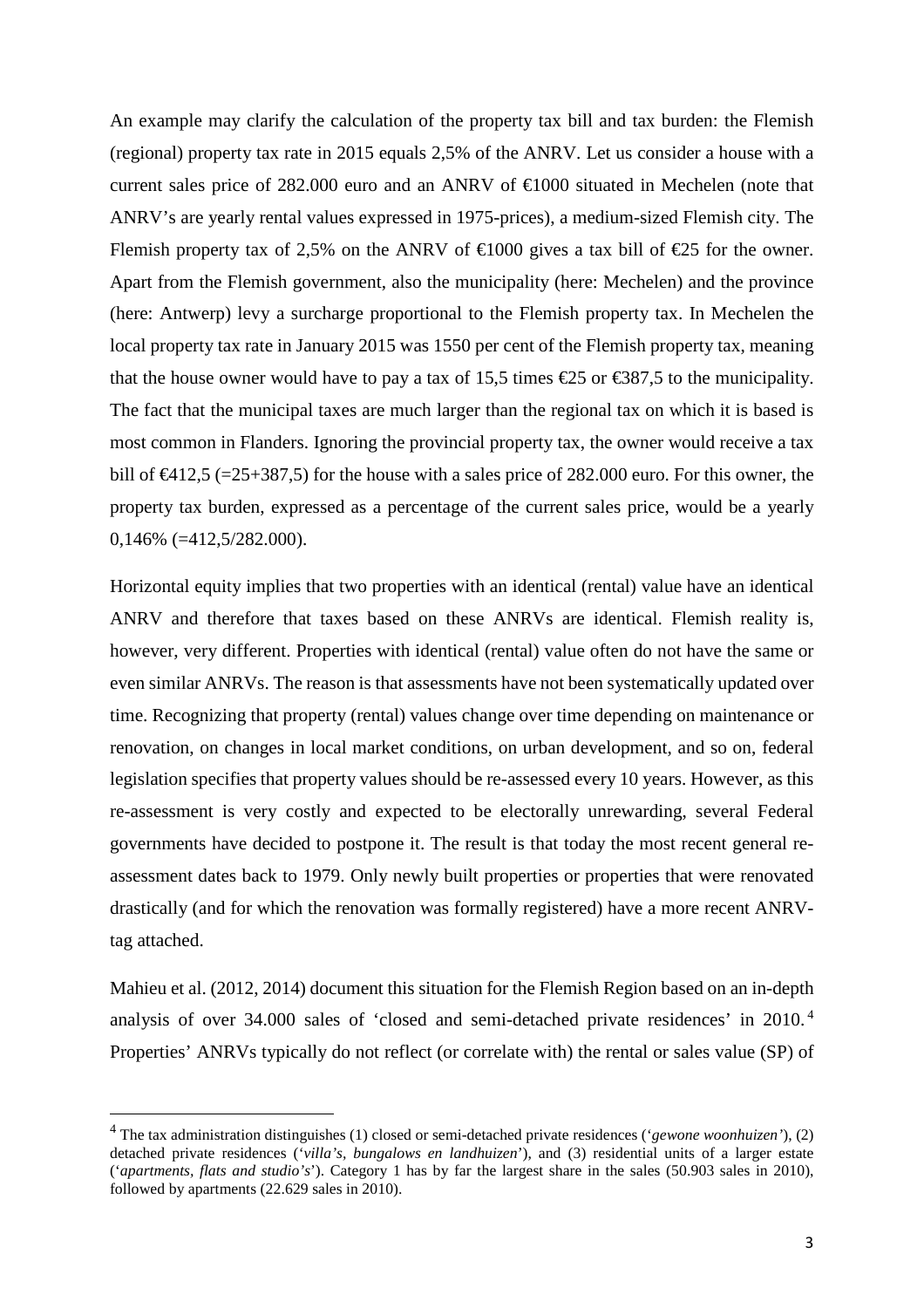An example may clarify the calculation of the property tax bill and tax burden: the Flemish (regional) property tax rate in 2015 equals 2,5% of the ANRV. Let us consider a house with a current sales price of 282.000 euro and an ANRV of €1000 situated in Mechelen (note that ANRV's are yearly rental values expressed in 1975-prices), a medium-sized Flemish city. The Flemish property tax of 2,5% on the ANRV of €1000 gives a tax bill of €25 for the owner. Apart from the Flemish government, also the municipality (here: Mechelen) and the province (here: Antwerp) levy a surcharge proportional to the Flemish property tax. In Mechelen the local property tax rate in January 2015 was 1550 per cent of the Flemish property tax, meaning that the house owner would have to pay a tax of 15,5 times €25 or €387,5 to the municipality. The fact that the municipal taxes are much larger than the regional tax on which it is based is most common in Flanders. Ignoring the provincial property tax, the owner would receive a tax bill of €412,5 (=25+387,5) for the house with a sales price of 282.000 euro. For this owner, the property tax burden, expressed as a percentage of the current sales price, would be a yearly 0,146% (=412,5/282.000).

Horizontal equity implies that two properties with an identical (rental) value have an identical ANRV and therefore that taxes based on these ANRVs are identical. Flemish reality is, however, very different. Properties with identical (rental) value often do not have the same or even similar ANRVs. The reason is that assessments have not been systematically updated over time. Recognizing that property (rental) values change over time depending on maintenance or renovation, on changes in local market conditions, on urban development, and so on, federal legislation specifies that property values should be re-assessed every 10 years. However, as this re-assessment is very costly and expected to be electorally unrewarding, several Federal governments have decided to postpone it. The result is that today the most recent general re-assessment dates back to 1979. Only newly built properties or properties that were renovated drastically (and for which the renovation was formally registered) have a more recent ANRV-tag attached.

Mahieu et al. (2012, 2014) document this situation for the Flemish Region based on an in-depth analysis of over 34.000 sales of 'closed and semi-detached private residences' in 2010.[4] Properties' ANRVs typically do not reflect (or correlate with) the rental or sales value (SP) of

---

[4] The tax administration distinguishes (1) closed or semi-detached private residences ('*gewone woonhuizen*'), (2) detached private residences ('*villa's, bungalows en landhuizen*'), and (3) residential units of a larger estate ('*apartments, flats and studio's*'). Category 1 has by far the largest share in the sales (50.903 sales in 2010), followed by apartments (22.629 sales in 2010).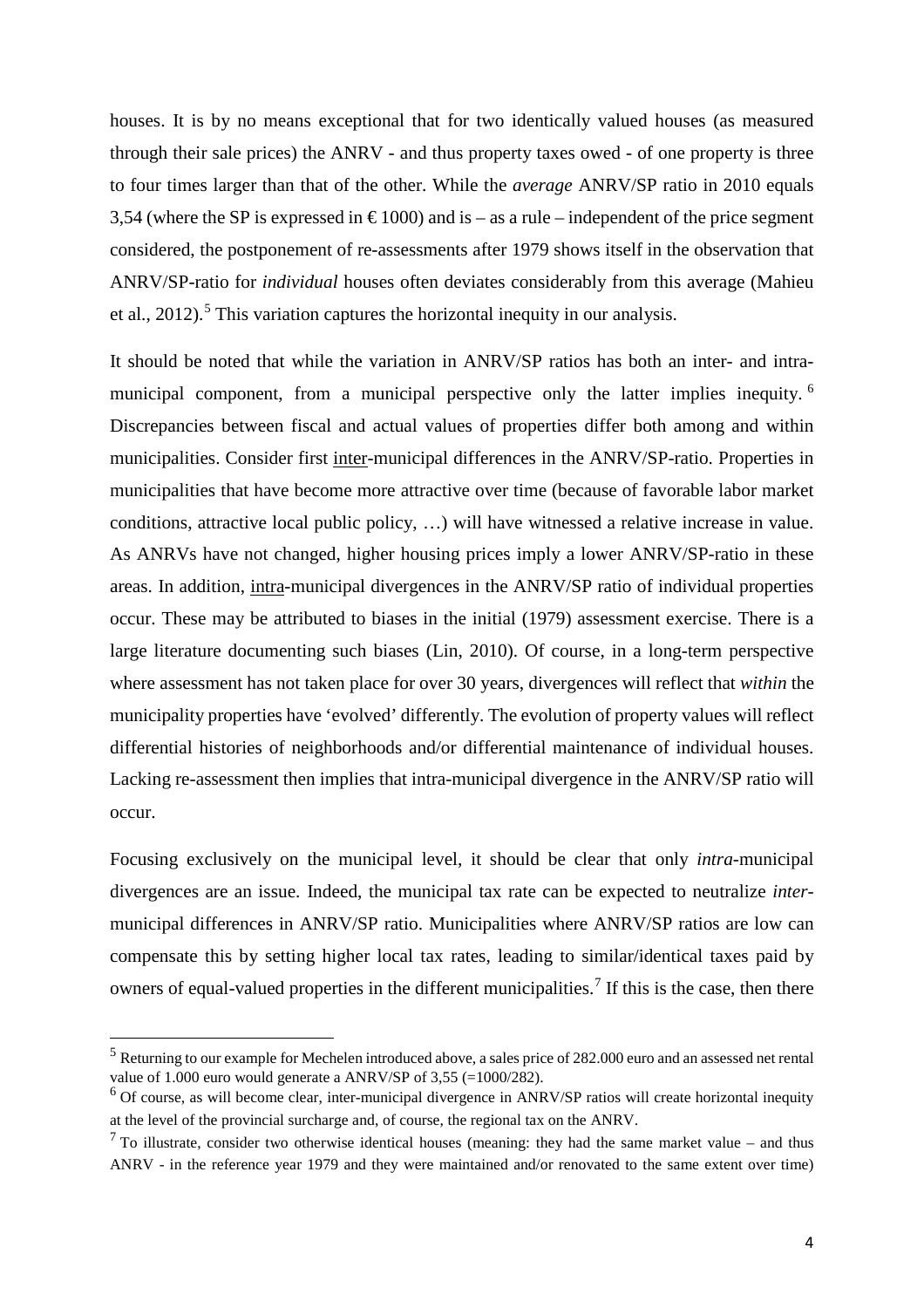houses. It is by no means exceptional that for two identically valued houses (as measured through their sale prices) the ANRV - and thus property taxes owed - of one property is three to four times larger than that of the other. While the *average* ANRV/SP ratio in 2010 equals 3,54 (where the SP is expressed in € 1000) and is – as a rule – independent of the price segment considered, the postponement of re-assessments after 1979 shows itself in the observation that ANRV/SP-ratio for *individual* houses often deviates considerably from this average (Mahieu et al., 2012).[5] This variation captures the horizontal inequity in our analysis.

It should be noted that while the variation in ANRV/SP ratios has both an inter- and intra-municipal component, from a municipal perspective only the latter implies inequity.[6] Discrepancies between fiscal and actual values of properties differ both among and within municipalities. Consider first inter-municipal differences in the ANRV/SP-ratio. Properties in municipalities that have become more attractive over time (because of favorable labor market conditions, attractive local public policy, …) will have witnessed a relative increase in value. As ANRVs have not changed, higher housing prices imply a lower ANRV/SP-ratio in these areas. In addition, intra-municipal divergences in the ANRV/SP ratio of individual properties occur. These may be attributed to biases in the initial (1979) assessment exercise. There is a large literature documenting such biases (Lin, 2010). Of course, in a long-term perspective where assessment has not taken place for over 30 years, divergences will reflect that *within* the municipality properties have 'evolved' differently. The evolution of property values will reflect differential histories of neighborhoods and/or differential maintenance of individual houses. Lacking re-assessment then implies that intra-municipal divergence in the ANRV/SP ratio will occur.

Focusing exclusively on the municipal level, it should be clear that only *intra*-municipal divergences are an issue. Indeed, the municipal tax rate can be expected to neutralize *inter*-municipal differences in ANRV/SP ratio. Municipalities where ANRV/SP ratios are low can compensate this by setting higher local tax rates, leading to similar/identical taxes paid by owners of equal-valued properties in the different municipalities.[7] If this is the case, then there

[5] Returning to our example for Mechelen introduced above, a sales price of 282.000 euro and an assessed net rental value of 1.000 euro would generate a ANRV/SP of 3,55 (=1000/282).

[6] Of course, as will become clear, inter-municipal divergence in ANRV/SP ratios will create horizontal inequity at the level of the provincial surcharge and, of course, the regional tax on the ANRV.

[7] To illustrate, consider two otherwise identical houses (meaning: they had the same market value – and thus ANRV - in the reference year 1979 and they were maintained and/or renovated to the same extent over time)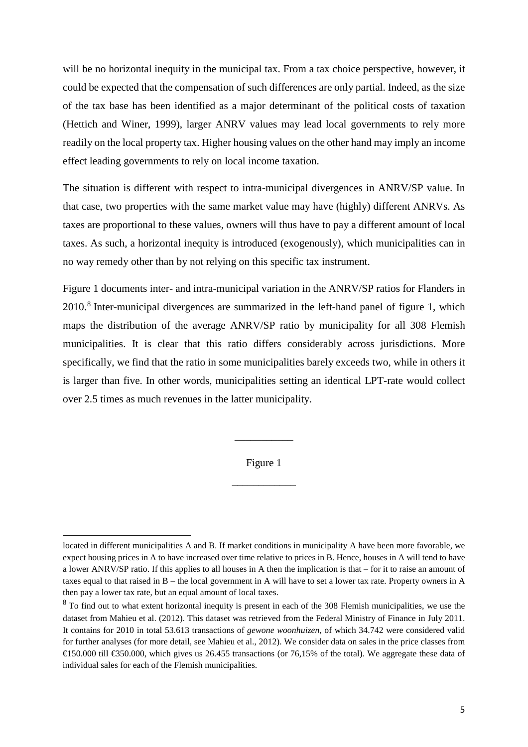will be no horizontal inequity in the municipal tax. From a tax choice perspective, however, it could be expected that the compensation of such differences are only partial. Indeed, as the size of the tax base has been identified as a major determinant of the political costs of taxation (Hettich and Winer, 1999), larger ANRV values may lead local governments to rely more readily on the local property tax. Higher housing values on the other hand may imply an income effect leading governments to rely on local income taxation.

The situation is different with respect to intra-municipal divergences in ANRV/SP value. In that case, two properties with the same market value may have (highly) different ANRVs. As taxes are proportional to these values, owners will thus have to pay a different amount of local taxes. As such, a horizontal inequity is introduced (exogenously), which municipalities can in no way remedy other than by not relying on this specific tax instrument.

Figure 1 documents inter- and intra-municipal variation in the ANRV/SP ratios for Flanders in 2010.[8] Inter-municipal divergences are summarized in the left-hand panel of figure 1, which maps the distribution of the average ANRV/SP ratio by municipality for all 308 Flemish municipalities. It is clear that this ratio differs considerably across jurisdictions. More specifically, we find that the ratio in some municipalities barely exceeds two, while in others it is larger than five. In other words, municipalities setting an identical LPT-rate would collect over 2.5 times as much revenues in the latter municipality.

\_\_\_\_\_\_\_\_\_\_\_

Figure 1

\_\_\_\_\_\_\_\_\_\_\_\_

located in different municipalities A and B. If market conditions in municipality A have been more favorable, we expect housing prices in A to have increased over time relative to prices in B. Hence, houses in A will tend to have a lower ANRV/SP ratio. If this applies to all houses in A then the implication is that – for it to raise an amount of taxes equal to that raised in B – the local government in A will have to set a lower tax rate. Property owners in A then pay a lower tax rate, but an equal amount of local taxes.

[8] To find out to what extent horizontal inequity is present in each of the 308 Flemish municipalities, we use the dataset from Mahieu et al. (2012). This dataset was retrieved from the Federal Ministry of Finance in July 2011. It contains for 2010 in total 53.613 transactions of *gewone woonhuizen*, of which 34.742 were considered valid for further analyses (for more detail, see Mahieu et al., 2012). We consider data on sales in the price classes from €150.000 till €350.000, which gives us 26.455 transactions (or 76,15% of the total). We aggregate these data of individual sales for each of the Flemish municipalities.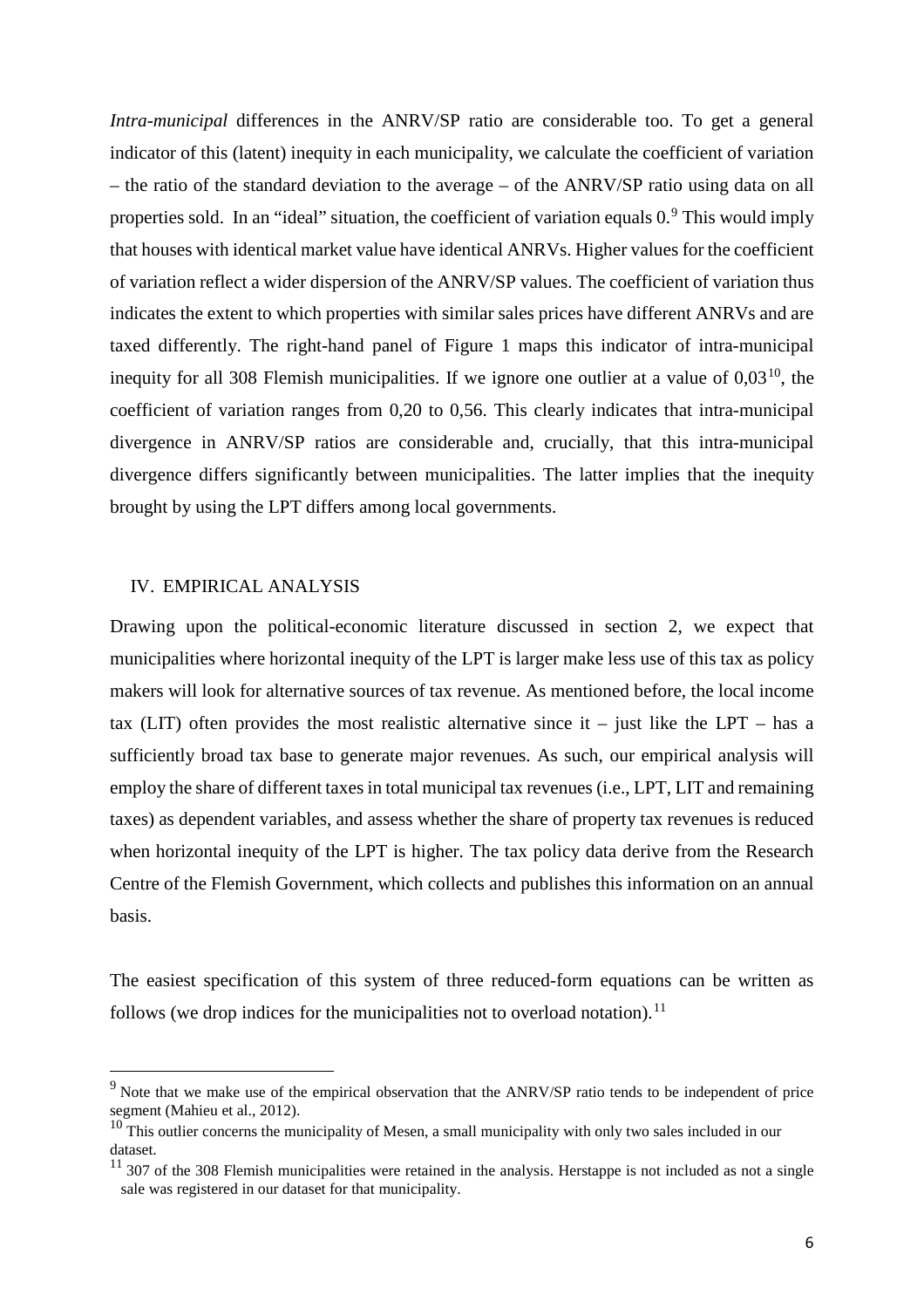*Intra-municipal* differences in the ANRV/SP ratio are considerable too. To get a general indicator of this (latent) inequity in each municipality, we calculate the coefficient of variation – the ratio of the standard deviation to the average – of the ANRV/SP ratio using data on all properties sold. In an "ideal" situation, the coefficient of variation equals 0.[9] This would imply that houses with identical market value have identical ANRVs. Higher values for the coefficient of variation reflect a wider dispersion of the ANRV/SP values. The coefficient of variation thus indicates the extent to which properties with similar sales prices have different ANRVs and are taxed differently. The right-hand panel of Figure 1 maps this indicator of intra-municipal inequity for all 308 Flemish municipalities. If we ignore one outlier at a value of 0,03[10], the coefficient of variation ranges from 0,20 to 0,56. This clearly indicates that intra-municipal divergence in ANRV/SP ratios are considerable and, crucially, that this intra-municipal divergence differs significantly between municipalities. The latter implies that the inequity brought by using the LPT differs among local governments.

## IV. EMPIRICAL ANALYSIS

Drawing upon the political-economic literature discussed in section 2, we expect that municipalities where horizontal inequity of the LPT is larger make less use of this tax as policy makers will look for alternative sources of tax revenue. As mentioned before, the local income tax (LIT) often provides the most realistic alternative since it – just like the LPT – has a sufficiently broad tax base to generate major revenues. As such, our empirical analysis will employ the share of different taxes in total municipal tax revenues (i.e., LPT, LIT and remaining taxes) as dependent variables, and assess whether the share of property tax revenues is reduced when horizontal inequity of the LPT is higher. The tax policy data derive from the Research Centre of the Flemish Government, which collects and publishes this information on an annual basis.

The easiest specification of this system of three reduced-form equations can be written as follows (we drop indices for the municipalities not to overload notation).[11]

---

[9] Note that we make use of the empirical observation that the ANRV/SP ratio tends to be independent of price segment (Mahieu et al., 2012).

[10] This outlier concerns the municipality of Mesen, a small municipality with only two sales included in our dataset.

[11] 307 of the 308 Flemish municipalities were retained in the analysis. Herstappe is not included as not a single sale was registered in our dataset for that municipality.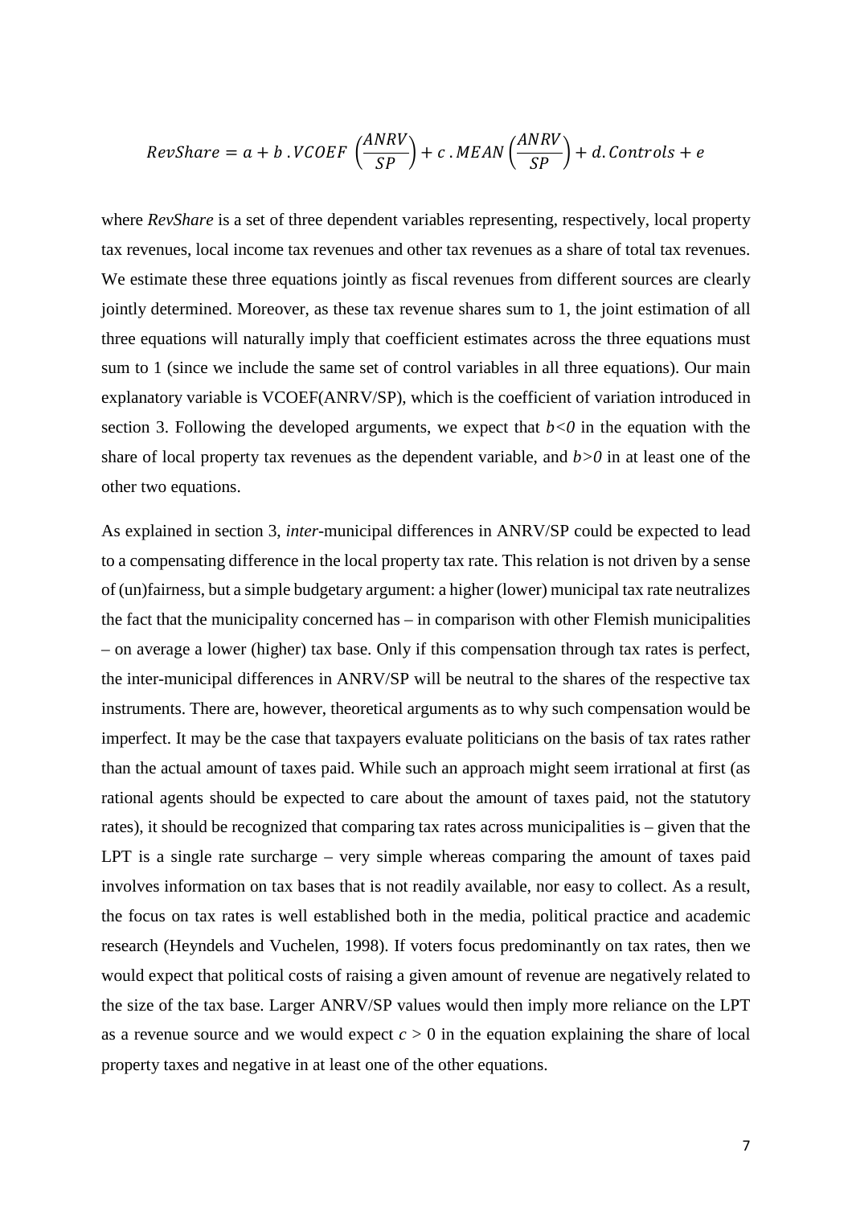$$RevShare = a + b \,.\, VCOEF\left(\frac{ANRV}{SP}\right) + c \,.\, MEAN\left(\frac{ANRV}{SP}\right) + d.\,Controls + e$$

where *RevShare* is a set of three dependent variables representing, respectively, local property tax revenues, local income tax revenues and other tax revenues as a share of total tax revenues. We estimate these three equations jointly as fiscal revenues from different sources are clearly jointly determined. Moreover, as these tax revenue shares sum to 1, the joint estimation of all three equations will naturally imply that coefficient estimates across the three equations must sum to 1 (since we include the same set of control variables in all three equations). Our main explanatory variable is VCOEF(ANRV/SP), which is the coefficient of variation introduced in section 3. Following the developed arguments, we expect that $b<0$ in the equation with the share of local property tax revenues as the dependent variable, and $b>0$ in at least one of the other two equations.

As explained in section 3, *inter*-municipal differences in ANRV/SP could be expected to lead to a compensating difference in the local property tax rate. This relation is not driven by a sense of (un)fairness, but a simple budgetary argument: a higher (lower) municipal tax rate neutralizes the fact that the municipality concerned has – in comparison with other Flemish municipalities – on average a lower (higher) tax base. Only if this compensation through tax rates is perfect, the inter-municipal differences in ANRV/SP will be neutral to the shares of the respective tax instruments. There are, however, theoretical arguments as to why such compensation would be imperfect. It may be the case that taxpayers evaluate politicians on the basis of tax rates rather than the actual amount of taxes paid. While such an approach might seem irrational at first (as rational agents should be expected to care about the amount of taxes paid, not the statutory rates), it should be recognized that comparing tax rates across municipalities is – given that the LPT is a single rate surcharge – very simple whereas comparing the amount of taxes paid involves information on tax bases that is not readily available, nor easy to collect. As a result, the focus on tax rates is well established both in the media, political practice and academic research (Heyndels and Vuchelen, 1998). If voters focus predominantly on tax rates, then we would expect that political costs of raising a given amount of revenue are negatively related to the size of the tax base. Larger ANRV/SP values would then imply more reliance on the LPT as a revenue source and we would expect $c > 0$ in the equation explaining the share of local property taxes and negative in at least one of the other equations.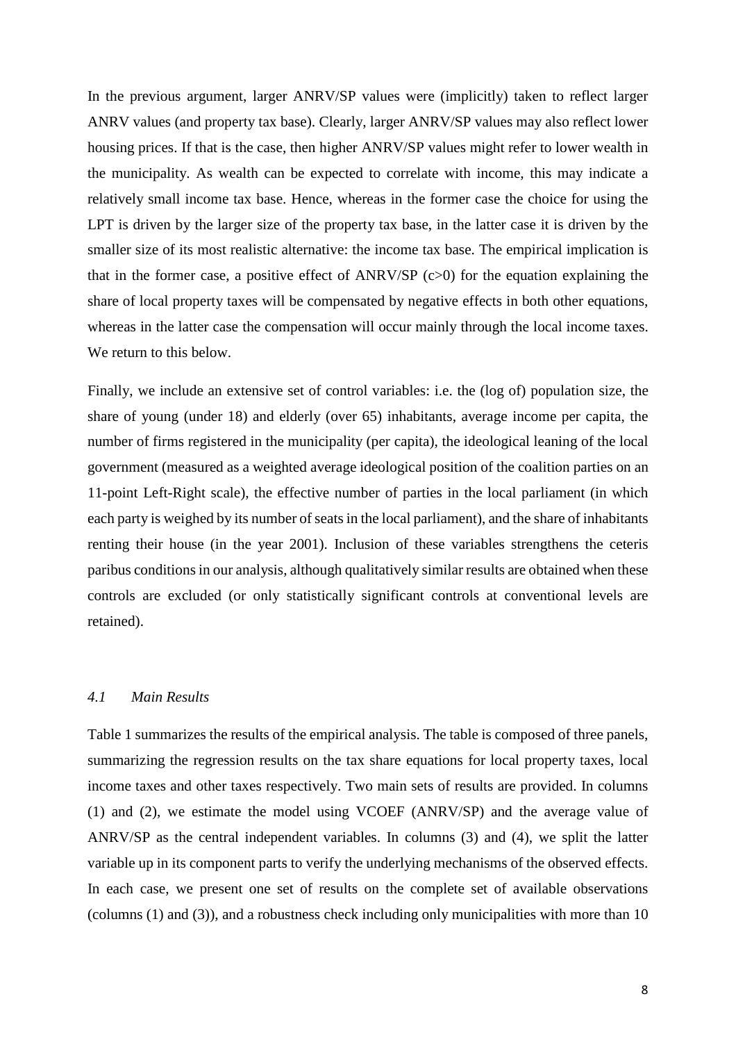In the previous argument, larger ANRV/SP values were (implicitly) taken to reflect larger ANRV values (and property tax base). Clearly, larger ANRV/SP values may also reflect lower housing prices. If that is the case, then higher ANRV/SP values might refer to lower wealth in the municipality. As wealth can be expected to correlate with income, this may indicate a relatively small income tax base. Hence, whereas in the former case the choice for using the LPT is driven by the larger size of the property tax base, in the latter case it is driven by the smaller size of its most realistic alternative: the income tax base. The empirical implication is that in the former case, a positive effect of ANRV/SP ($c>0$) for the equation explaining the share of local property taxes will be compensated by negative effects in both other equations, whereas in the latter case the compensation will occur mainly through the local income taxes. We return to this below.

Finally, we include an extensive set of control variables: i.e. the (log of) population size, the share of young (under 18) and elderly (over 65) inhabitants, average income per capita, the number of firms registered in the municipality (per capita), the ideological leaning of the local government (measured as a weighted average ideological position of the coalition parties on an 11-point Left-Right scale), the effective number of parties in the local parliament (in which each party is weighed by its number of seats in the local parliament), and the share of inhabitants renting their house (in the year 2001). Inclusion of these variables strengthens the ceteris paribus conditions in our analysis, although qualitatively similar results are obtained when these controls are excluded (or only statistically significant controls at conventional levels are retained).

### *4.1 Main Results*

Table 1 summarizes the results of the empirical analysis. The table is composed of three panels, summarizing the regression results on the tax share equations for local property taxes, local income taxes and other taxes respectively. Two main sets of results are provided. In columns (1) and (2), we estimate the model using VCOEF (ANRV/SP) and the average value of ANRV/SP as the central independent variables. In columns (3) and (4), we split the latter variable up in its component parts to verify the underlying mechanisms of the observed effects. In each case, we present one set of results on the complete set of available observations (columns (1) and (3)), and a robustness check including only municipalities with more than 10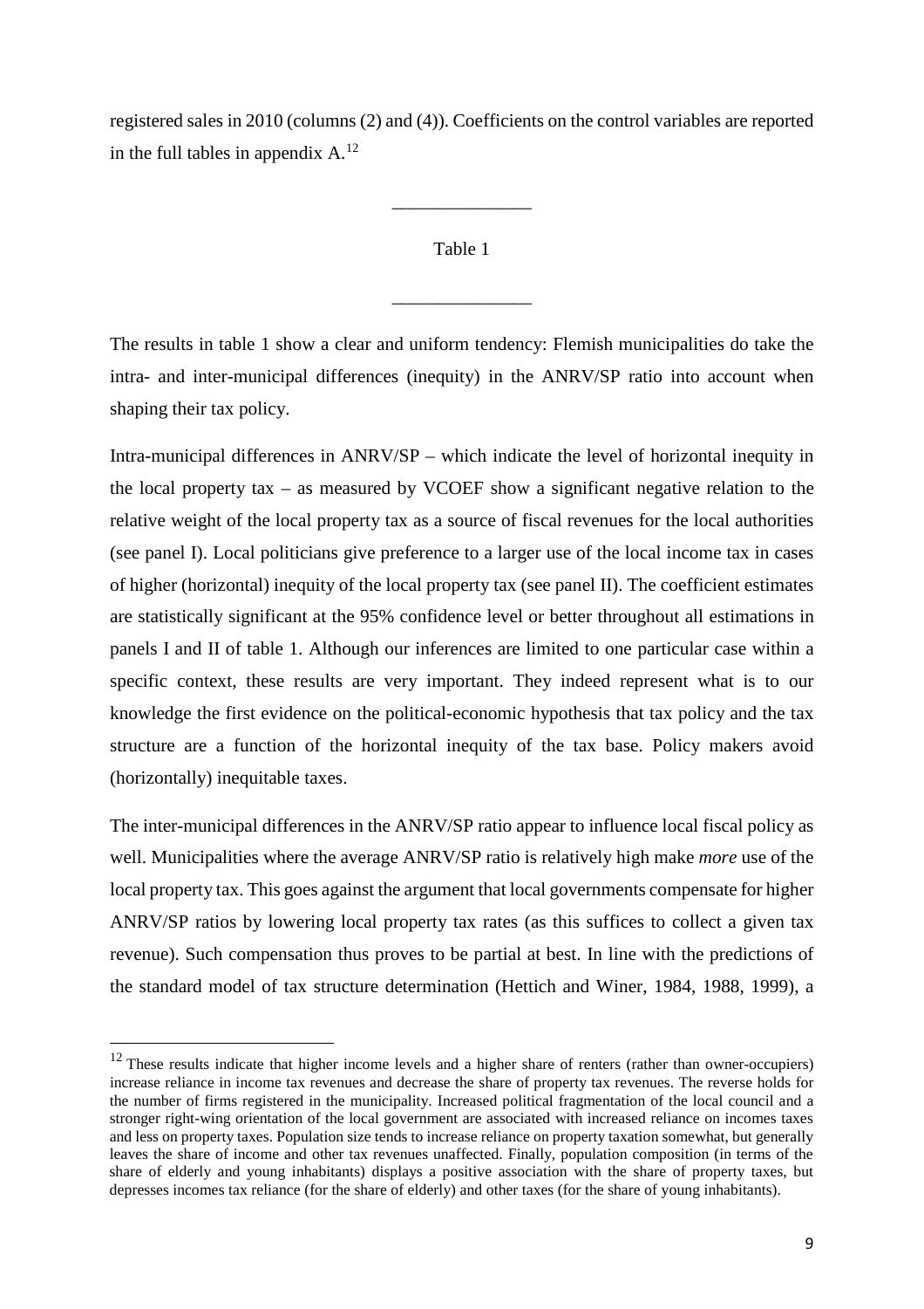registered sales in 2010 (columns (2) and (4)). Coefficients on the control variables are reported in the full tables in appendix A.[12]

_______________

Table 1

_______________

The results in table 1 show a clear and uniform tendency: Flemish municipalities do take the intra- and inter-municipal differences (inequity) in the ANRV/SP ratio into account when shaping their tax policy.

Intra-municipal differences in ANRV/SP – which indicate the level of horizontal inequity in the local property tax – as measured by VCOEF show a significant negative relation to the relative weight of the local property tax as a source of fiscal revenues for the local authorities (see panel I). Local politicians give preference to a larger use of the local income tax in cases of higher (horizontal) inequity of the local property tax (see panel II). The coefficient estimates are statistically significant at the 95% confidence level or better throughout all estimations in panels I and II of table 1. Although our inferences are limited to one particular case within a specific context, these results are very important. They indeed represent what is to our knowledge the first evidence on the political-economic hypothesis that tax policy and the tax structure are a function of the horizontal inequity of the tax base. Policy makers avoid (horizontally) inequitable taxes.

The inter-municipal differences in the ANRV/SP ratio appear to influence local fiscal policy as well. Municipalities where the average ANRV/SP ratio is relatively high make *more* use of the local property tax. This goes against the argument that local governments compensate for higher ANRV/SP ratios by lowering local property tax rates (as this suffices to collect a given tax revenue). Such compensation thus proves to be partial at best. In line with the predictions of the standard model of tax structure determination (Hettich and Winer, 1984, 1988, 1999), a

[12] These results indicate that higher income levels and a higher share of renters (rather than owner-occupiers) increase reliance in income tax revenues and decrease the share of property tax revenues. The reverse holds for the number of firms registered in the municipality. Increased political fragmentation of the local council and a stronger right-wing orientation of the local government are associated with increased reliance on incomes taxes and less on property taxes. Population size tends to increase reliance on property taxation somewhat, but generally leaves the share of income and other tax revenues unaffected. Finally, population composition (in terms of the share of elderly and young inhabitants) displays a positive association with the share of property taxes, but depresses incomes tax reliance (for the share of elderly) and other taxes (for the share of young inhabitants).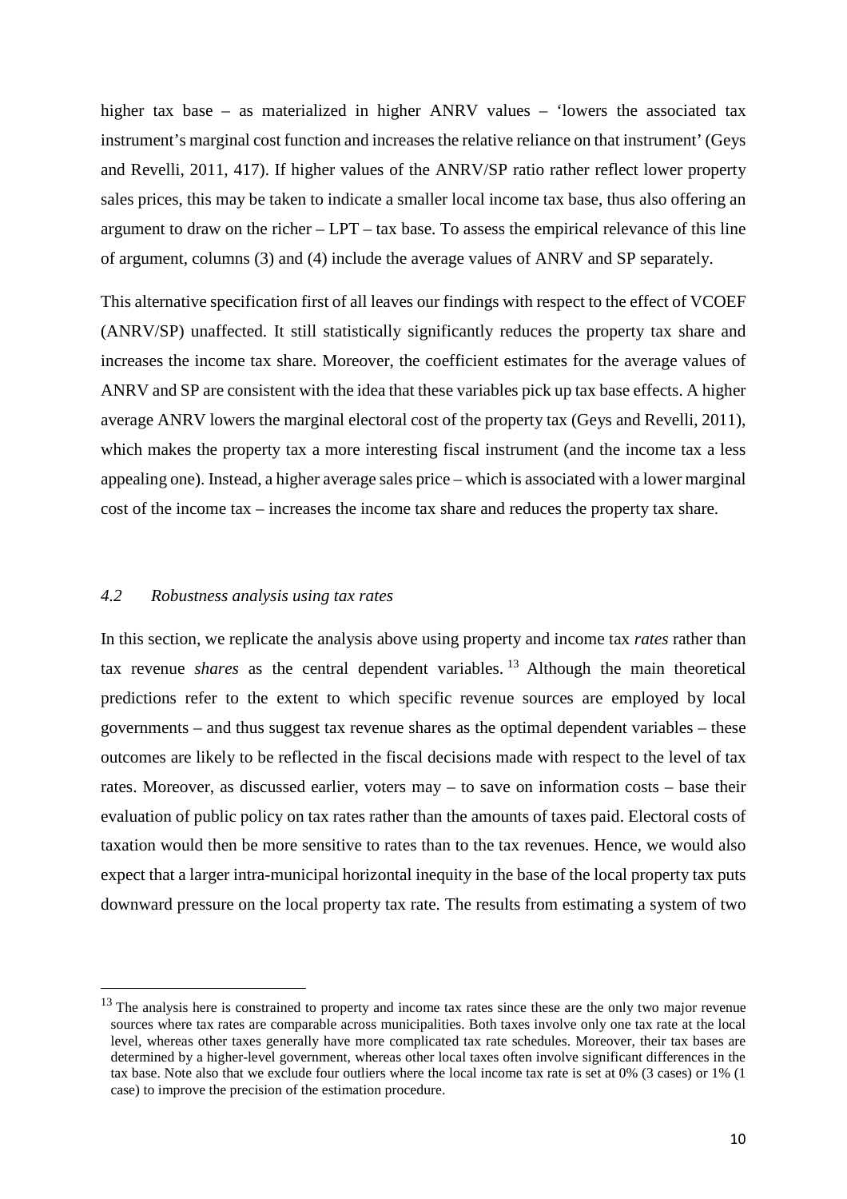higher tax base – as materialized in higher ANRV values – 'lowers the associated tax instrument's marginal cost function and increases the relative reliance on that instrument' (Geys and Revelli, 2011, 417). If higher values of the ANRV/SP ratio rather reflect lower property sales prices, this may be taken to indicate a smaller local income tax base, thus also offering an argument to draw on the richer – LPT – tax base. To assess the empirical relevance of this line of argument, columns (3) and (4) include the average values of ANRV and SP separately.

This alternative specification first of all leaves our findings with respect to the effect of VCOEF (ANRV/SP) unaffected. It still statistically significantly reduces the property tax share and increases the income tax share. Moreover, the coefficient estimates for the average values of ANRV and SP are consistent with the idea that these variables pick up tax base effects. A higher average ANRV lowers the marginal electoral cost of the property tax (Geys and Revelli, 2011), which makes the property tax a more interesting fiscal instrument (and the income tax a less appealing one). Instead, a higher average sales price – which is associated with a lower marginal cost of the income tax – increases the income tax share and reduces the property tax share.

### *4.2 Robustness analysis using tax rates*

In this section, we replicate the analysis above using property and income tax *rates* rather than tax revenue *shares* as the central dependent variables.[13] Although the main theoretical predictions refer to the extent to which specific revenue sources are employed by local governments – and thus suggest tax revenue shares as the optimal dependent variables – these outcomes are likely to be reflected in the fiscal decisions made with respect to the level of tax rates. Moreover, as discussed earlier, voters may – to save on information costs – base their evaluation of public policy on tax rates rather than the amounts of taxes paid. Electoral costs of taxation would then be more sensitive to rates than to the tax revenues. Hence, we would also expect that a larger intra-municipal horizontal inequity in the base of the local property tax puts downward pressure on the local property tax rate. The results from estimating a system of two

[13] The analysis here is constrained to property and income tax rates since these are the only two major revenue sources where tax rates are comparable across municipalities. Both taxes involve only one tax rate at the local level, whereas other taxes generally have more complicated tax rate schedules. Moreover, their tax bases are determined by a higher-level government, whereas other local taxes often involve significant differences in the tax base. Note also that we exclude four outliers where the local income tax rate is set at 0% (3 cases) or 1% (1 case) to improve the precision of the estimation procedure.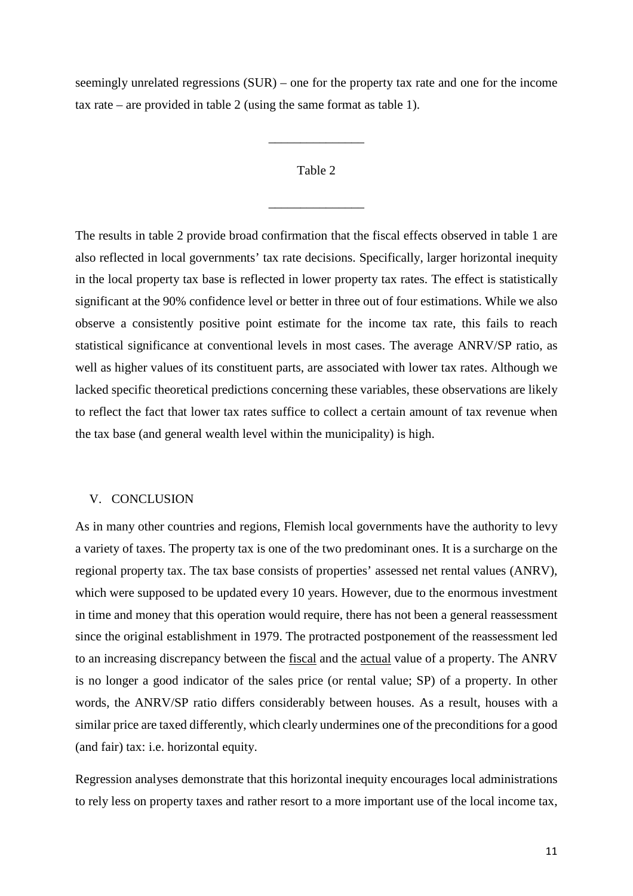seemingly unrelated regressions (SUR) – one for the property tax rate and one for the income tax rate – are provided in table 2 (using the same format as table 1).

_______________

Table 2

_______________

The results in table 2 provide broad confirmation that the fiscal effects observed in table 1 are also reflected in local governments' tax rate decisions. Specifically, larger horizontal inequity in the local property tax base is reflected in lower property tax rates. The effect is statistically significant at the 90% confidence level or better in three out of four estimations. While we also observe a consistently positive point estimate for the income tax rate, this fails to reach statistical significance at conventional levels in most cases. The average ANRV/SP ratio, as well as higher values of its constituent parts, are associated with lower tax rates. Although we lacked specific theoretical predictions concerning these variables, these observations are likely to reflect the fact that lower tax rates suffice to collect a certain amount of tax revenue when the tax base (and general wealth level within the municipality) is high.

## V. CONCLUSION

As in many other countries and regions, Flemish local governments have the authority to levy a variety of taxes. The property tax is one of the two predominant ones. It is a surcharge on the regional property tax. The tax base consists of properties' assessed net rental values (ANRV), which were supposed to be updated every 10 years. However, due to the enormous investment in time and money that this operation would require, there has not been a general reassessment since the original establishment in 1979. The protracted postponement of the reassessment led to an increasing discrepancy between the fiscal and the actual value of a property. The ANRV is no longer a good indicator of the sales price (or rental value; SP) of a property. In other words, the ANRV/SP ratio differs considerably between houses. As a result, houses with a similar price are taxed differently, which clearly undermines one of the preconditions for a good (and fair) tax: i.e. horizontal equity.

Regression analyses demonstrate that this horizontal inequity encourages local administrations to rely less on property taxes and rather resort to a more important use of the local income tax,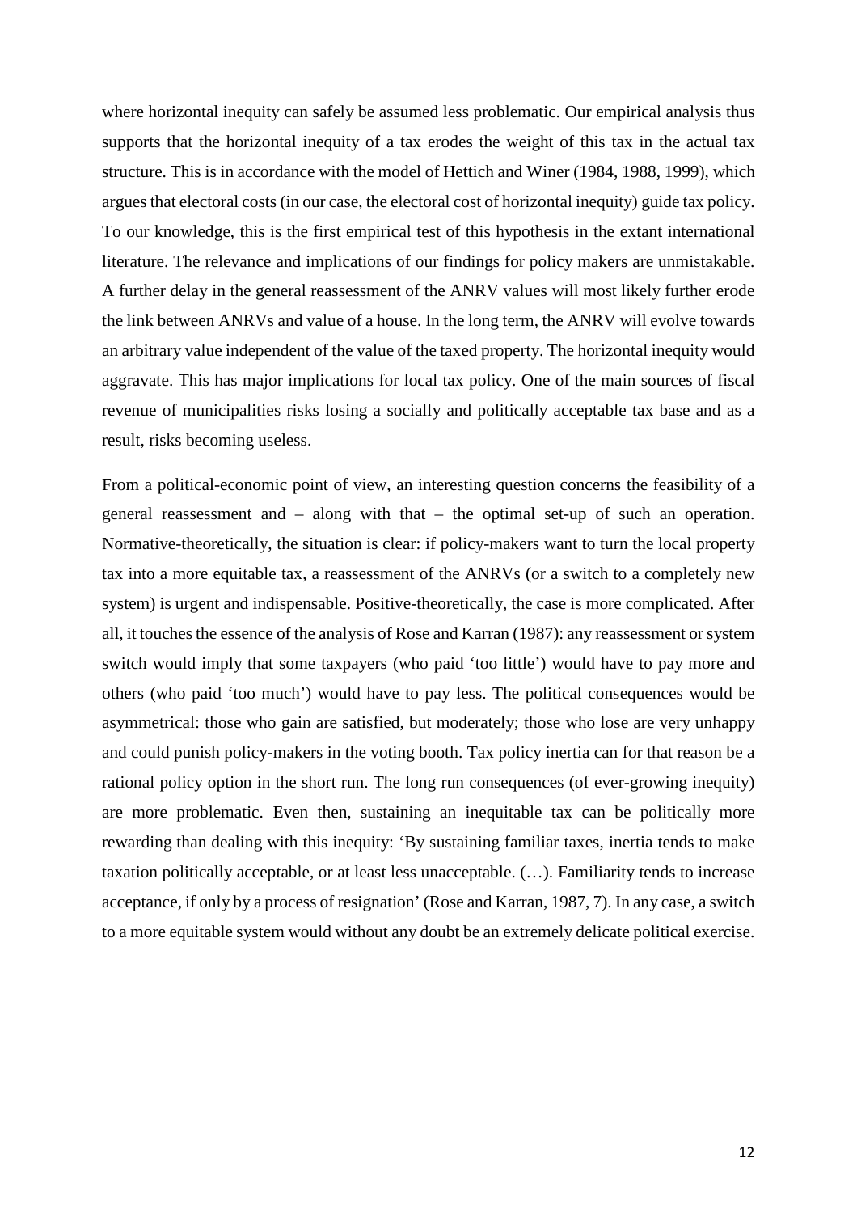where horizontal inequity can safely be assumed less problematic. Our empirical analysis thus supports that the horizontal inequity of a tax erodes the weight of this tax in the actual tax structure. This is in accordance with the model of Hettich and Winer (1984, 1988, 1999), which argues that electoral costs (in our case, the electoral cost of horizontal inequity) guide tax policy. To our knowledge, this is the first empirical test of this hypothesis in the extant international literature. The relevance and implications of our findings for policy makers are unmistakable. A further delay in the general reassessment of the ANRV values will most likely further erode the link between ANRVs and value of a house. In the long term, the ANRV will evolve towards an arbitrary value independent of the value of the taxed property. The horizontal inequity would aggravate. This has major implications for local tax policy. One of the main sources of fiscal revenue of municipalities risks losing a socially and politically acceptable tax base and as a result, risks becoming useless.

From a political-economic point of view, an interesting question concerns the feasibility of a general reassessment and – along with that – the optimal set-up of such an operation. Normative-theoretically, the situation is clear: if policy-makers want to turn the local property tax into a more equitable tax, a reassessment of the ANRVs (or a switch to a completely new system) is urgent and indispensable. Positive-theoretically, the case is more complicated. After all, it touches the essence of the analysis of Rose and Karran (1987): any reassessment or system switch would imply that some taxpayers (who paid 'too little') would have to pay more and others (who paid 'too much') would have to pay less. The political consequences would be asymmetrical: those who gain are satisfied, but moderately; those who lose are very unhappy and could punish policy-makers in the voting booth. Tax policy inertia can for that reason be a rational policy option in the short run. The long run consequences (of ever-growing inequity) are more problematic. Even then, sustaining an inequitable tax can be politically more rewarding than dealing with this inequity: 'By sustaining familiar taxes, inertia tends to make taxation politically acceptable, or at least less unacceptable. (…). Familiarity tends to increase acceptance, if only by a process of resignation' (Rose and Karran, 1987, 7). In any case, a switch to a more equitable system would without any doubt be an extremely delicate political exercise.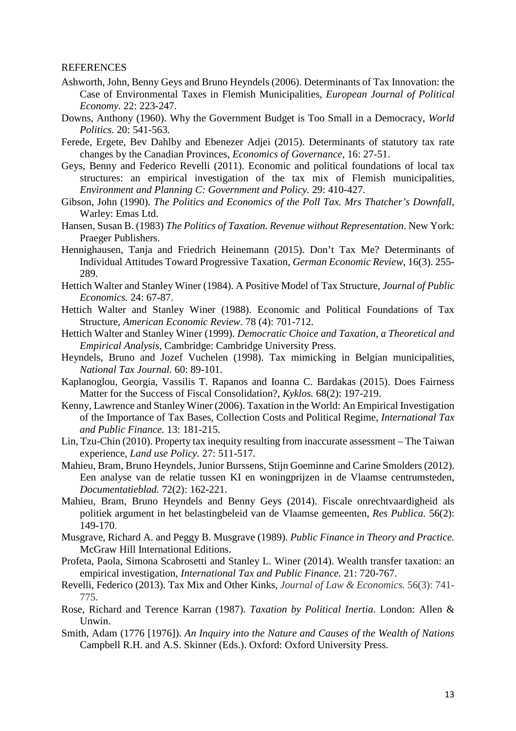REFERENCES

Ashworth, John, Benny Geys and Bruno Heyndels (2006). Determinants of Tax Innovation: the Case of Environmental Taxes in Flemish Municipalities, *European Journal of Political Economy.* 22: 223-247.

Downs, Anthony (1960). Why the Government Budget is Too Small in a Democracy, *World Politics.* 20: 541-563.

Ferede, Ergete, Bev Dahlby and Ebenezer Adjei (2015). Determinants of statutory tax rate changes by the Canadian Provinces, *Economics of Governance*, 16: 27-51.

Geys, Benny and Federico Revelli (2011). Economic and political foundations of local tax structures: an empirical investigation of the tax mix of Flemish municipalities, *Environment and Planning C: Government and Policy.* 29: 410-427.

Gibson, John (1990). *The Politics and Economics of the Poll Tax. Mrs Thatcher's Downfall*, Warley: Emas Ltd.

Hansen, Susan B. (1983) *The Politics of Taxation. Revenue without Representation*. New York: Praeger Publishers.

Hennighausen, Tanja and Friedrich Heinemann (2015). Don't Tax Me? Determinants of Individual Attitudes Toward Progressive Taxation, *German Economic Review*, 16(3). 255-289.

Hettich Walter and Stanley Winer (1984). A Positive Model of Tax Structure, *Journal of Public Economics.* 24: 67-87.

Hettich Walter and Stanley Winer (1988). Economic and Political Foundations of Tax Structure, *American Economic Review*. 78 (4): 701-712.

Hettich Walter and Stanley Winer (1999). *Democratic Choice and Taxation, a Theoretical and Empirical Analysis*, Cambridge: Cambridge University Press.

Heyndels, Bruno and Jozef Vuchelen (1998). Tax mimicking in Belgian municipalities, *National Tax Journal.* 60: 89-101.

Kaplanoglou, Georgia, Vassilis T. Rapanos and Ioanna C. Bardakas (2015). Does Fairness Matter for the Success of Fiscal Consolidation?, *Kyklos.* 68(2): 197-219.

Kenny, Lawrence and Stanley Winer (2006). Taxation in the World: An Empirical Investigation of the Importance of Tax Bases, Collection Costs and Political Regime, *International Tax and Public Finance.* 13: 181-215.

Lin, Tzu-Chin (2010). Property tax inequity resulting from inaccurate assessment – The Taiwan experience, *Land use Policy.* 27: 511-517.

Mahieu, Bram, Bruno Heyndels, Junior Burssens, Stijn Goeminne and Carine Smolders (2012). Een analyse van de relatie tussen KI en woningprijzen in de Vlaamse centrumsteden, *Documentatieblad.* 72(2): 162-221.

Mahieu, Bram, Bruno Heyndels and Benny Geys (2014). Fiscale onrechtvaardigheid als politiek argument in het belastingbeleid van de Vlaamse gemeenten, *Res Publica.* 56(2): 149-170.

Musgrave, Richard A. and Peggy B. Musgrave (1989). *Public Finance in Theory and Practice.* McGraw Hill International Editions.

Profeta, Paola, Simona Scabrosetti and Stanley L. Winer (2014). Wealth transfer taxation: an empirical investigation, *International Tax and Public Finance.* 21: 720-767.

Revelli, Federico (2013). Tax Mix and Other Kinks, *Journal of Law & Economics.* 56(3): 741-775.

Rose, Richard and Terence Karran (1987). *Taxation by Political Inertia*. London: Allen & Unwin.

Smith, Adam (1776 [1976]). *An Inquiry into the Nature and Causes of the Wealth of Nations* Campbell R.H. and A.S. Skinner (Eds.). Oxford: Oxford University Press.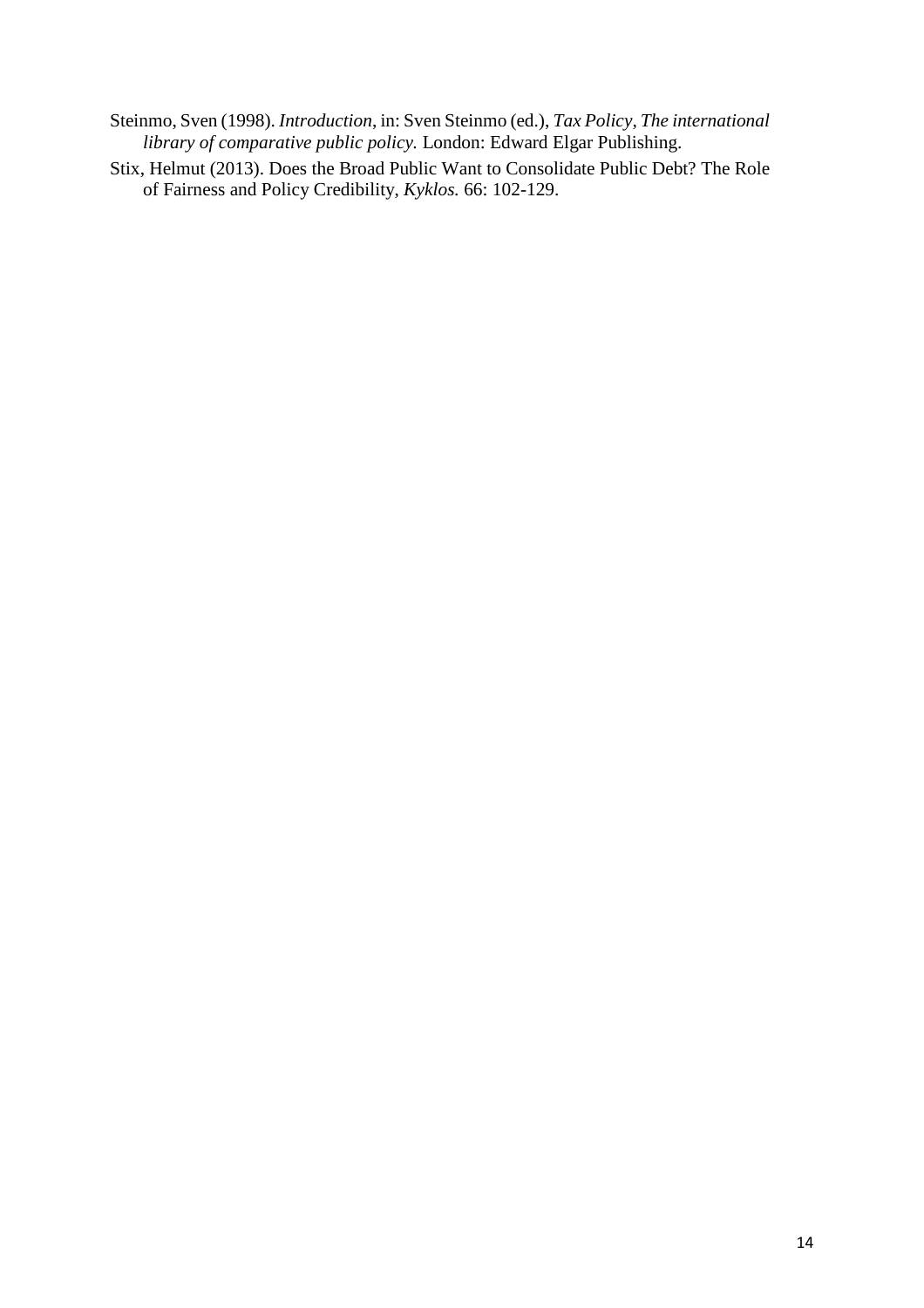Steinmo, Sven (1998). *Introduction*, in: Sven Steinmo (ed.), *Tax Policy, The international library of comparative public policy.* London: Edward Elgar Publishing.

Stix, Helmut (2013). Does the Broad Public Want to Consolidate Public Debt? The Role of Fairness and Policy Credibility, *Kyklos.* 66: 102-129.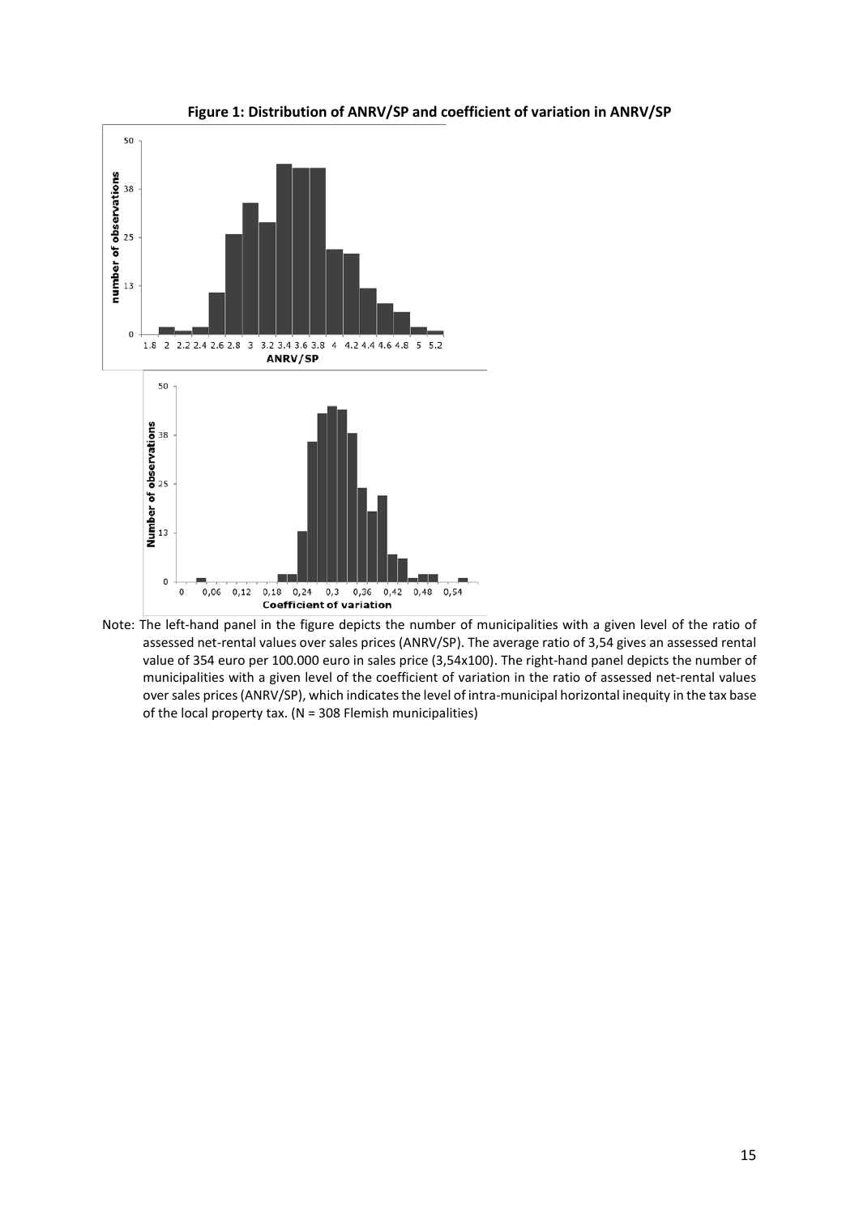**Figure 1: Distribution of ANRV/SP and coefficient of variation in ANRV/SP**

Note: The left-hand panel in the figure depicts the number of municipalities with a given level of the ratio of assessed net-rental values over sales prices (ANRV/SP). The average ratio of 3,54 gives an assessed rental value of 354 euro per 100.000 euro in sales price (3,54x100). The right-hand panel depicts the number of municipalities with a given level of the coefficient of variation in the ratio of assessed net-rental values over sales prices (ANRV/SP), which indicates the level of intra-municipal horizontal inequity in the tax base of the local property tax. (N = 308 Flemish municipalities)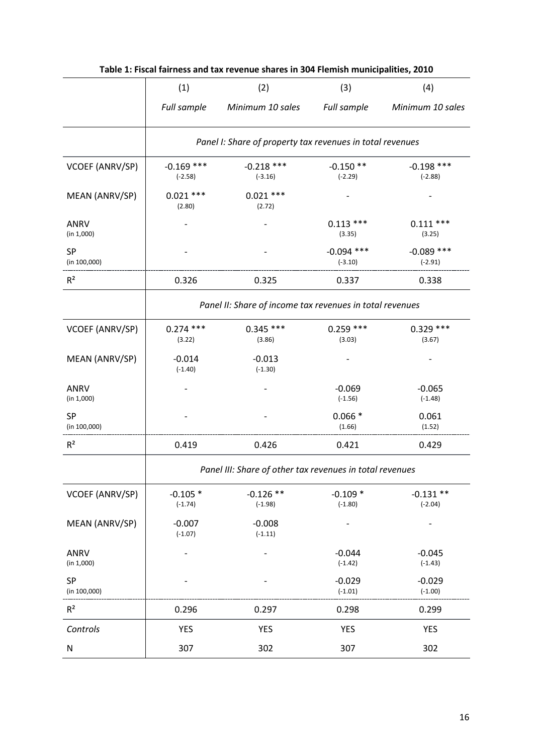**Table 1: Fiscal fairness and tax revenue shares in 304 Flemish municipalities, 2010**

| | (1) | (2) | (3) | (4) |
|---|---|---|---|---|
| | *Full sample* | *Minimum 10 sales* | *Full sample* | *Minimum 10 sales* |
| | *Panel I: Share of property tax revenues in total revenues* | | | |
| VCOEF (ANRV/SP) | -0.169 *** (-2.58) | -0.218 *** (-3.16) | -0.150 ** (-2.29) | -0.198 *** (-2.88) |
| MEAN (ANRV/SP) | 0.021 *** (2.80) | 0.021 *** (2.72) | - | - |
| ANRV (in 1,000) | - | - | 0.113 *** (3.35) | 0.111 *** (3.25) |
| SP (in 100,000) | - | - | -0.094 *** (-3.10) | -0.089 *** (-2.91) |
| $R^2$ | 0.326 | 0.325 | 0.337 | 0.338 |
| | *Panel II: Share of income tax revenues in total revenues* | | | |
| VCOEF (ANRV/SP) | 0.274 *** (3.22) | 0.345 *** (3.86) | 0.259 *** (3.03) | 0.329 *** (3.67) |
| MEAN (ANRV/SP) | -0.014 (-1.40) | -0.013 (-1.30) | - | - |
| ANRV (in 1,000) | - | - | -0.069 (-1.56) | -0.065 (-1.48) |
| SP (in 100,000) | - | - | 0.066 * (1.66) | 0.061 (1.52) |
| $R^2$ | 0.419 | 0.426 | 0.421 | 0.429 |
| | *Panel III: Share of other tax revenues in total revenues* | | | |
| VCOEF (ANRV/SP) | -0.105 * (-1.74) | -0.126 ** (-1.98) | -0.109 * (-1.80) | -0.131 ** (-2.04) |
| MEAN (ANRV/SP) | -0.007 (-1.07) | -0.008 (-1.11) | - | - |
| ANRV (in 1,000) | - | - | -0.044 (-1.42) | -0.045 (-1.43) |
| SP (in 100,000) | - | - | -0.029 (-1.01) | -0.029 (-1.00) |
| $R^2$ | 0.296 | 0.297 | 0.298 | 0.299 |
| *Controls* | YES | YES | YES | YES |
| N | 307 | 302 | 307 | 302 |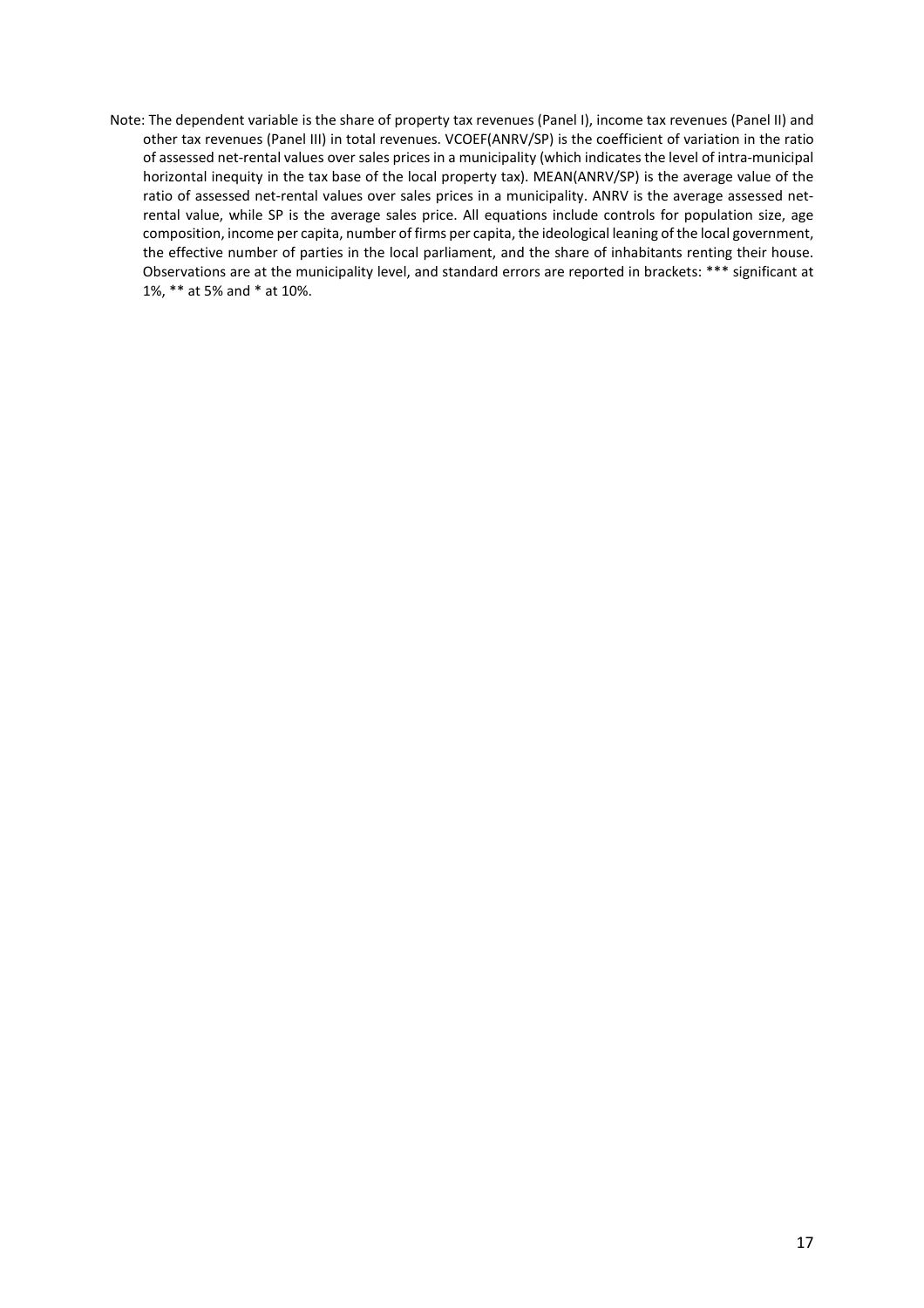Note: The dependent variable is the share of property tax revenues (Panel I), income tax revenues (Panel II) and other tax revenues (Panel III) in total revenues. VCOEF(ANRV/SP) is the coefficient of variation in the ratio of assessed net-rental values over sales prices in a municipality (which indicates the level of intra-municipal horizontal inequity in the tax base of the local property tax). MEAN(ANRV/SP) is the average value of the ratio of assessed net-rental values over sales prices in a municipality. ANRV is the average assessed net-rental value, while SP is the average sales price. All equations include controls for population size, age composition, income per capita, number of firms per capita, the ideological leaning of the local government, the effective number of parties in the local parliament, and the share of inhabitants renting their house. Observations are at the municipality level, and standard errors are reported in brackets: *** significant at 1%, ** at 5% and * at 10%.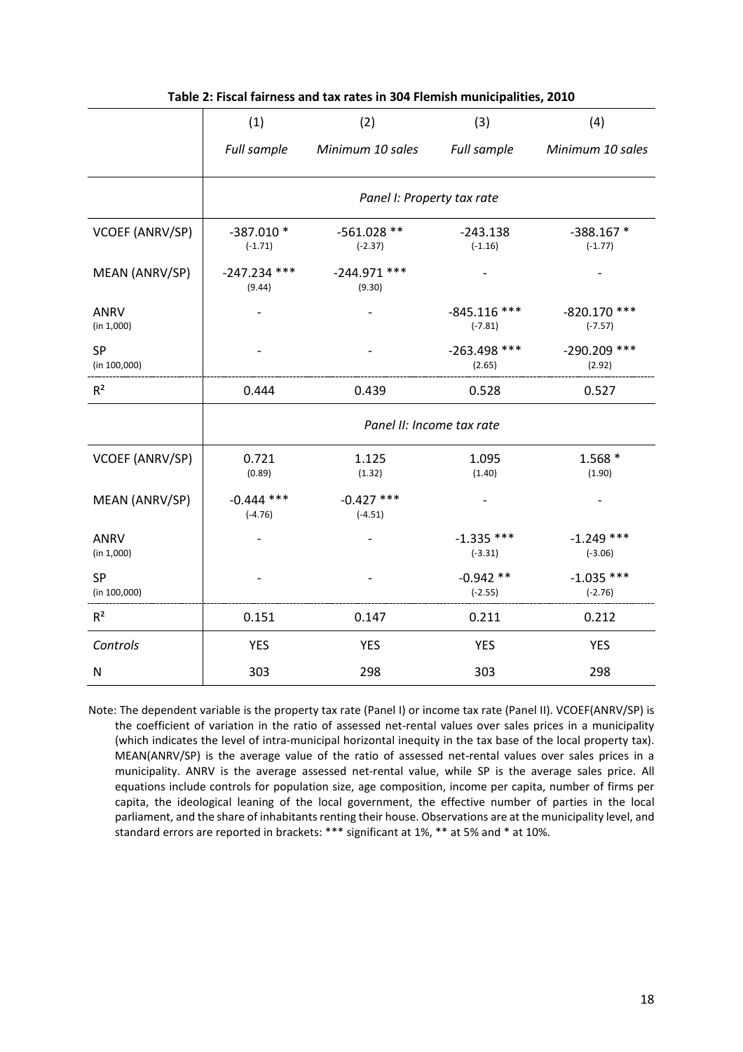**Table 2: Fiscal fairness and tax rates in 304 Flemish municipalities, 2010**

| | (1) | (2) | (3) | (4) |
|---|---|---|---|---|
| | *Full sample* | *Minimum 10 sales* | *Full sample* | *Minimum 10 sales* |
| | *Panel I: Property tax rate* | | | |
| VCOEF (ANRV/SP) | -387.010 * (-1.71) | -561.028 ** (-2.37) | -243.138 (-1.16) | -388.167 * (-1.77) |
| MEAN (ANRV/SP) | -247.234 *** (9.44) | -244.971 *** (9.30) | - | - |
| ANRV (in 1,000) | - | - | -845.116 *** (-7.81) | -820.170 *** (-7.57) |
| SP (in 100,000) | - | - | -263.498 *** (2.65) | -290.209 *** (2.92) |
| $R^2$ | 0.444 | 0.439 | 0.528 | 0.527 |
| | *Panel II: Income tax rate* | | | |
| VCOEF (ANRV/SP) | 0.721 (0.89) | 1.125 (1.32) | 1.095 (1.40) | 1.568 * (1.90) |
| MEAN (ANRV/SP) | -0.444 *** (-4.76) | -0.427 *** (-4.51) | - | - |
| ANRV (in 1,000) | - | - | -1.335 *** (-3.31) | -1.249 *** (-3.06) |
| SP (in 100,000) | - | - | -0.942 ** (-2.55) | -1.035 *** (-2.76) |
| $R^2$ | 0.151 | 0.147 | 0.211 | 0.212 |
| *Controls* | YES | YES | YES | YES |
| N | 303 | 298 | 303 | 298 |

Note: The dependent variable is the property tax rate (Panel I) or income tax rate (Panel II). VCOEF(ANRV/SP) is the coefficient of variation in the ratio of assessed net-rental values over sales prices in a municipality (which indicates the level of intra-municipal horizontal inequity in the tax base of the local property tax). MEAN(ANRV/SP) is the average value of the ratio of assessed net-rental values over sales prices in a municipality. ANRV is the average assessed net-rental value, while SP is the average sales price. All equations include controls for population size, age composition, income per capita, number of firms per capita, the ideological leaning of the local government, the effective number of parties in the local parliament, and the share of inhabitants renting their house. Observations are at the municipality level, and standard errors are reported in brackets: *** significant at 1%, ** at 5% and * at 10%.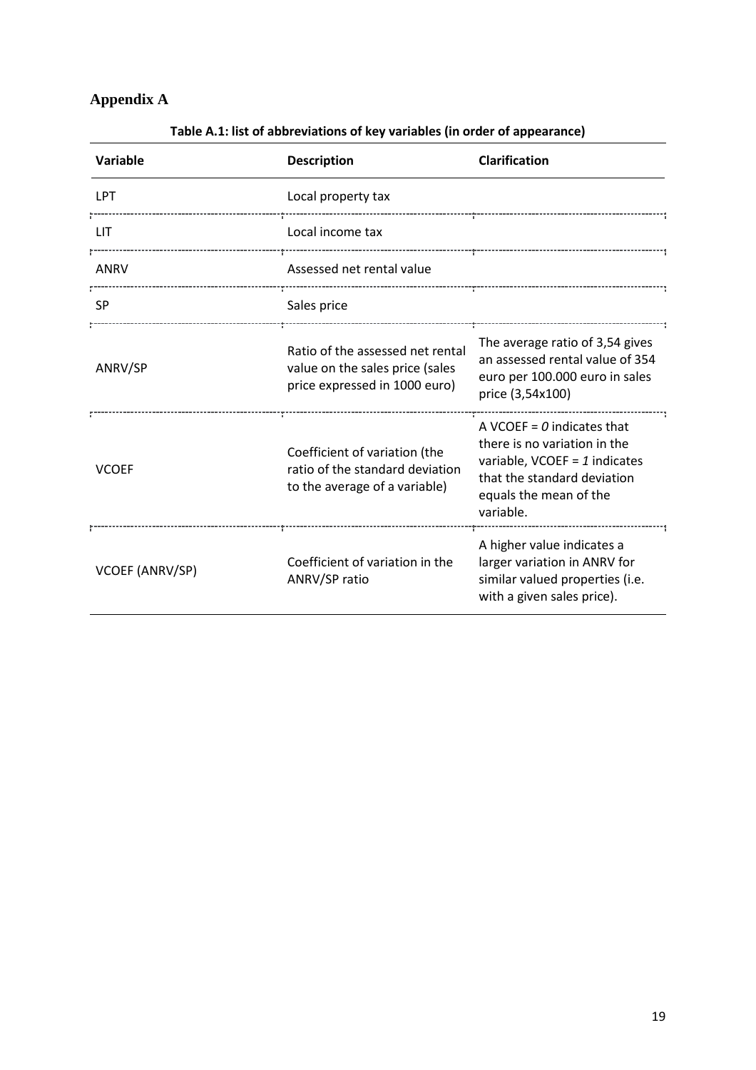# Appendix A

**Table A.1: list of abbreviations of key variables (in order of appearance)**

| Variable | Description | Clarification |
|---|---|---|
| LPT | Local property tax | |
| LIT | Local income tax | |
| ANRV | Assessed net rental value | |
| SP | Sales price | |
| ANRV/SP | Ratio of the assessed net rental value on the sales price (sales price expressed in 1000 euro) | The average ratio of 3,54 gives an assessed rental value of 354 euro per 100.000 euro in sales price (3,54x100) |
| VCOEF | Coefficient of variation (the ratio of the standard deviation to the average of a variable) | A VCOEF = *0* indicates that there is no variation in the variable, VCOEF = *1* indicates that the standard deviation equals the mean of the variable. |
| VCOEF (ANRV/SP) | Coefficient of variation in the ANRV/SP ratio | A higher value indicates a larger variation in ANRV for similar valued properties (i.e. with a given sales price). |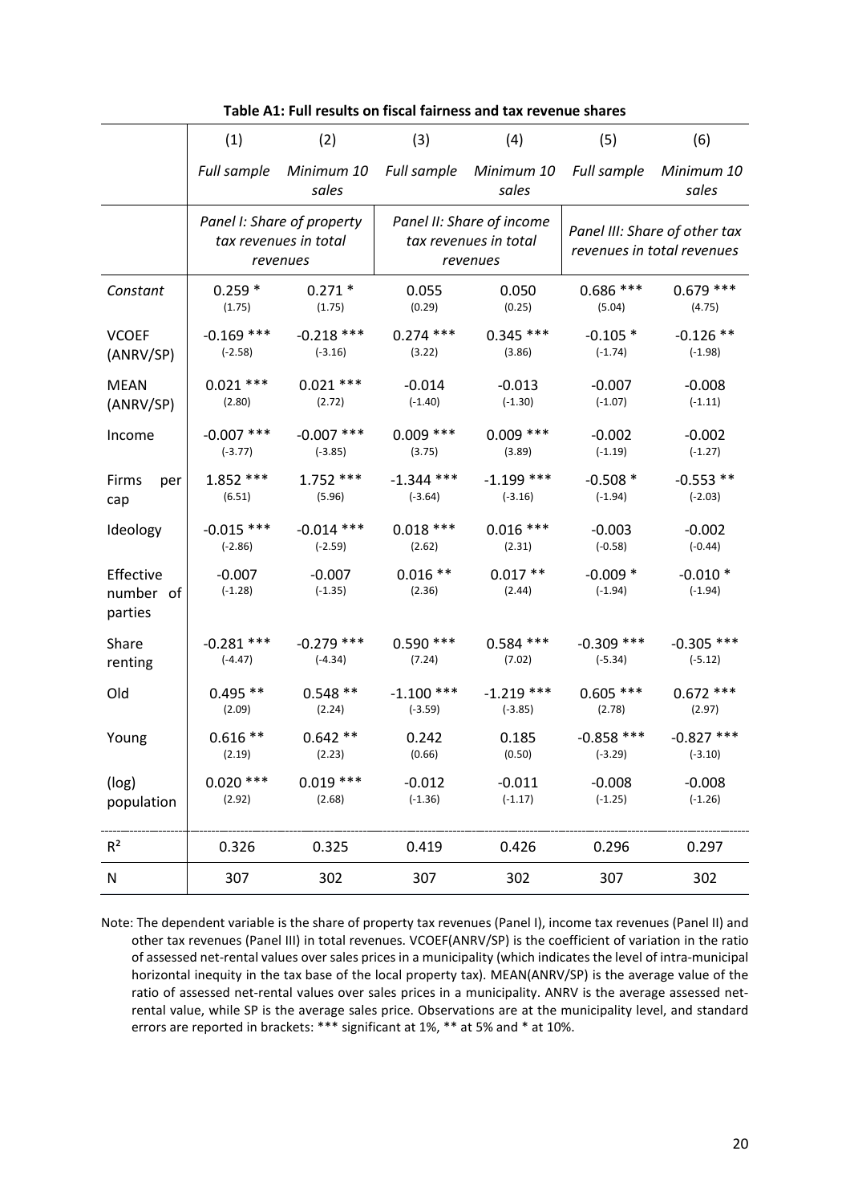**Table A1: Full results on fiscal fairness and tax revenue shares**

| | (1) | (2) | (3) | (4) | (5) | (6) |
|---|---|---|---|---|---|---|
| | *Full sample* | *Minimum 10 sales* | *Full sample* | *Minimum 10 sales* | *Full sample* | *Minimum 10 sales* |
| | *Panel I: Share of property tax revenues in total revenues* | | *Panel II: Share of income tax revenues in total revenues* | | *Panel III: Share of other tax revenues in total revenues* | |
| *Constant* | 0.259 * (1.75) | 0.271 * (1.75) | 0.055 (0.29) | 0.050 (0.25) | 0.686 *** (5.04) | 0.679 *** (4.75) |
| VCOEF (ANRV/SP) | -0.169 *** (-2.58) | -0.218 *** (-3.16) | 0.274 *** (3.22) | 0.345 *** (3.86) | -0.105 * (-1.74) | -0.126 ** (-1.98) |
| MEAN (ANRV/SP) | 0.021 *** (2.80) | 0.021 *** (2.72) | -0.014 (-1.40) | -0.013 (-1.30) | -0.007 (-1.07) | -0.008 (-1.11) |
| Income | -0.007 *** (-3.77) | -0.007 *** (-3.85) | 0.009 *** (3.75) | 0.009 *** (3.89) | -0.002 (-1.19) | -0.002 (-1.27) |
| Firms per cap | 1.852 *** (6.51) | 1.752 *** (5.96) | -1.344 *** (-3.64) | -1.199 *** (-3.16) | -0.508 * (-1.94) | -0.553 ** (-2.03) |
| Ideology | -0.015 *** (-2.86) | -0.014 *** (-2.59) | 0.018 *** (2.62) | 0.016 *** (2.31) | -0.003 (-0.58) | -0.002 (-0.44) |
| Effective number of parties | -0.007 (-1.28) | -0.007 (-1.35) | 0.016 ** (2.36) | 0.017 ** (2.44) | -0.009 * (-1.94) | -0.010 * (-1.94) |
| Share renting | -0.281 *** (-4.47) | -0.279 *** (-4.34) | 0.590 *** (7.24) | 0.584 *** (7.02) | -0.309 *** (-5.34) | -0.305 *** (-5.12) |
| Old | 0.495 ** (2.09) | 0.548 ** (2.24) | -1.100 *** (-3.59) | -1.219 *** (-3.85) | 0.605 *** (2.78) | 0.672 *** (2.97) |
| Young | 0.616 ** (2.19) | 0.642 ** (2.23) | 0.242 (0.66) | 0.185 (0.50) | -0.858 *** (-3.29) | -0.827 *** (-3.10) |
| (log) population | 0.020 *** (2.92) | 0.019 *** (2.68) | -0.012 (-1.36) | -0.011 (-1.17) | -0.008 (-1.25) | -0.008 (-1.26) |
| $R^2$ | 0.326 | 0.325 | 0.419 | 0.426 | 0.296 | 0.297 |
| N | 307 | 302 | 307 | 302 | 307 | 302 |

Note: The dependent variable is the share of property tax revenues (Panel I), income tax revenues (Panel II) and other tax revenues (Panel III) in total revenues. VCOEF(ANRV/SP) is the coefficient of variation in the ratio of assessed net-rental values over sales prices in a municipality (which indicates the level of intra-municipal horizontal inequity in the tax base of the local property tax). MEAN(ANRV/SP) is the average value of the ratio of assessed net-rental values over sales prices in a municipality. ANRV is the average assessed net-rental value, while SP is the average sales price. Observations are at the municipality level, and standard errors are reported in brackets: *** significant at 1%, ** at 5% and * at 10%.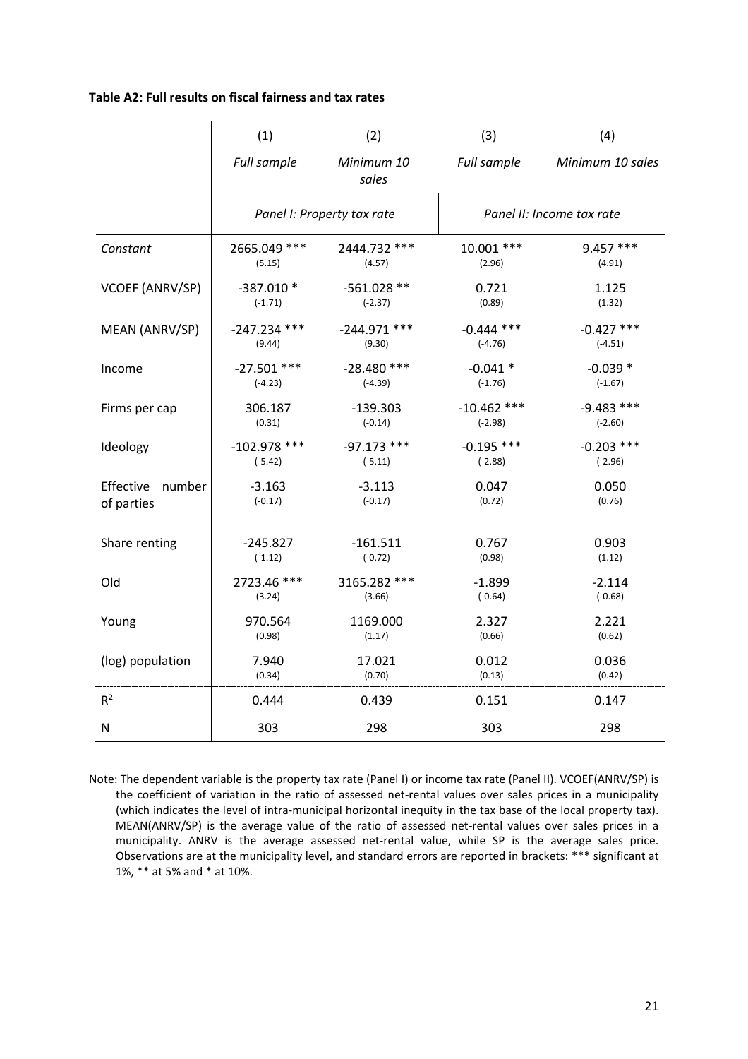**Table A2: Full results on fiscal fairness and tax rates**

| | (1) | (2) | (3) | (4) |
|---|---|---|---|---|
| | *Full sample* | *Minimum 10 sales* | *Full sample* | *Minimum 10 sales* |
| | *Panel I: Property tax rate* | | *Panel II: Income tax rate* | |
| *Constant* | 2665.049 *** (5.15) | 2444.732 *** (4.57) | 10.001 *** (2.96) | 9.457 *** (4.91) |
| VCOEF (ANRV/SP) | -387.010 * (-1.71) | -561.028 ** (-2.37) | 0.721 (0.89) | 1.125 (1.32) |
| MEAN (ANRV/SP) | -247.234 *** (9.44) | -244.971 *** (9.30) | -0.444 *** (-4.76) | -0.427 *** (-4.51) |
| Income | -27.501 *** (-4.23) | -28.480 *** (-4.39) | -0.041 * (-1.76) | -0.039 * (-1.67) |
| Firms per cap | 306.187 (0.31) | -139.303 (-0.14) | -10.462 *** (-2.98) | -9.483 *** (-2.60) |
| Ideology | -102.978 *** (-5.42) | -97.173 *** (-5.11) | -0.195 *** (-2.88) | -0.203 *** (-2.96) |
| Effective number of parties | -3.163 (-0.17) | -3.113 (-0.17) | 0.047 (0.72) | 0.050 (0.76) |
| Share renting | -245.827 (-1.12) | -161.511 (-0.72) | 0.767 (0.98) | 0.903 (1.12) |
| Old | 2723.46 *** (3.24) | 3165.282 *** (3.66) | -1.899 (-0.64) | -2.114 (-0.68) |
| Young | 970.564 (0.98) | 1169.000 (1.17) | 2.327 (0.66) | 2.221 (0.62) |
| (log) population | 7.940 (0.34) | 17.021 (0.70) | 0.012 (0.13) | 0.036 (0.42) |
| $R^2$ | 0.444 | 0.439 | 0.151 | 0.147 |
| N | 303 | 298 | 303 | 298 |

Note: The dependent variable is the property tax rate (Panel I) or income tax rate (Panel II). VCOEF(ANRV/SP) is the coefficient of variation in the ratio of assessed net-rental values over sales prices in a municipality (which indicates the level of intra-municipal horizontal inequity in the tax base of the local property tax). MEAN(ANRV/SP) is the average value of the ratio of assessed net-rental values over sales prices in a municipality. ANRV is the average assessed net-rental value, while SP is the average sales price. Observations are at the municipality level, and standard errors are reported in brackets: *** significant at 1%, ** at 5% and * at 10%.